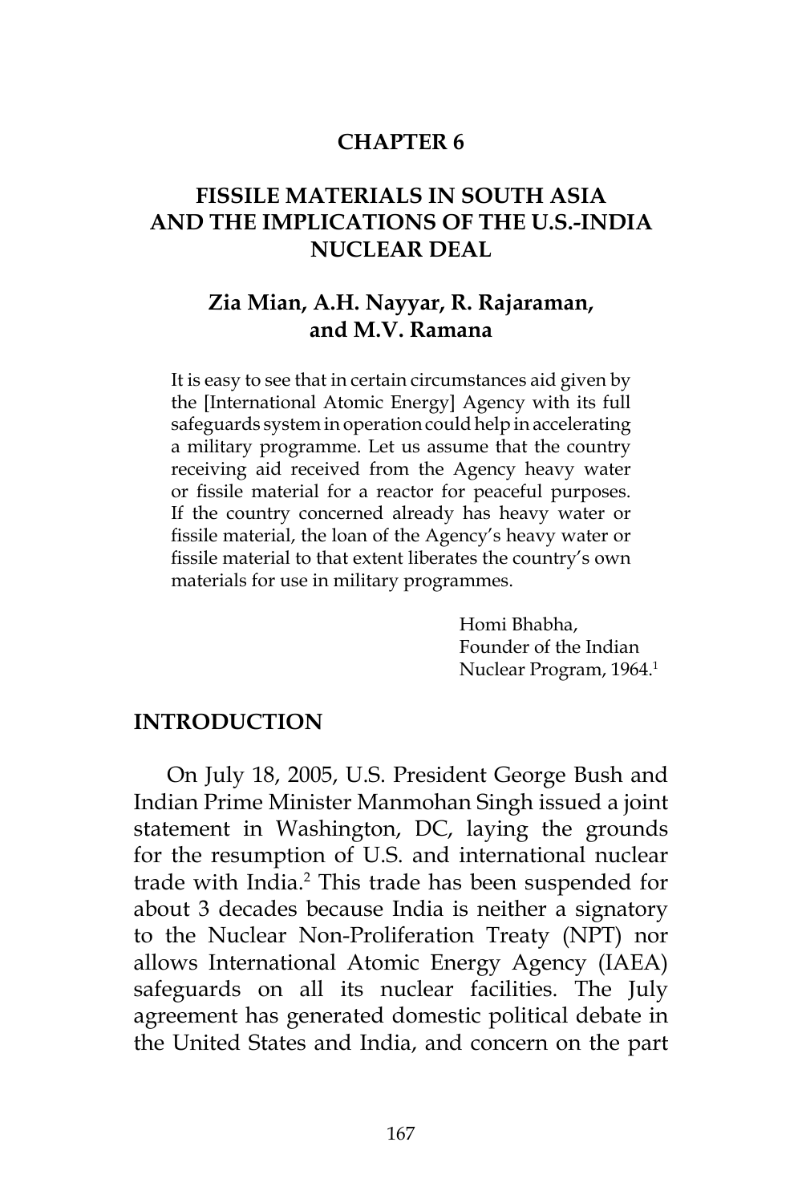# CHAPTER 6

## FISSILE MATERIALS IN SOUTH ASIA AND THE IMPLICATIONS OF THE U.S.-INDIA NUCLEAR DEAL

**Zia Mian, A.H. Nayyar, R. Rajaraman, and M.V. Ramana**

> It is easy to see that in certain circumstances aid given by the [International Atomic Energy] Agency with its full safeguards system in operation could help in accelerating a military programme. Let us assume that the country receiving aid received from the Agency heavy water or fissile material for a reactor for peaceful purposes. If the country concerned already has heavy water or fissile material, the loan of the Agency's heavy water or fissile material to that extent liberates the country's own materials for use in military programmes.
>
> Homi Bhabha,
> Founder of the Indian Nuclear Program, 1964.[1]

## INTRODUCTION

On July 18, 2005, U.S. President George Bush and Indian Prime Minister Manmohan Singh issued a joint statement in Washington, DC, laying the grounds for the resumption of U.S. and international nuclear trade with India.[2] This trade has been suspended for about 3 decades because India is neither a signatory to the Nuclear Non-Proliferation Treaty (NPT) nor allows International Atomic Energy Agency (IAEA) safeguards on all its nuclear facilities. The July agreement has generated domestic political debate in the United States and India, and concern on the part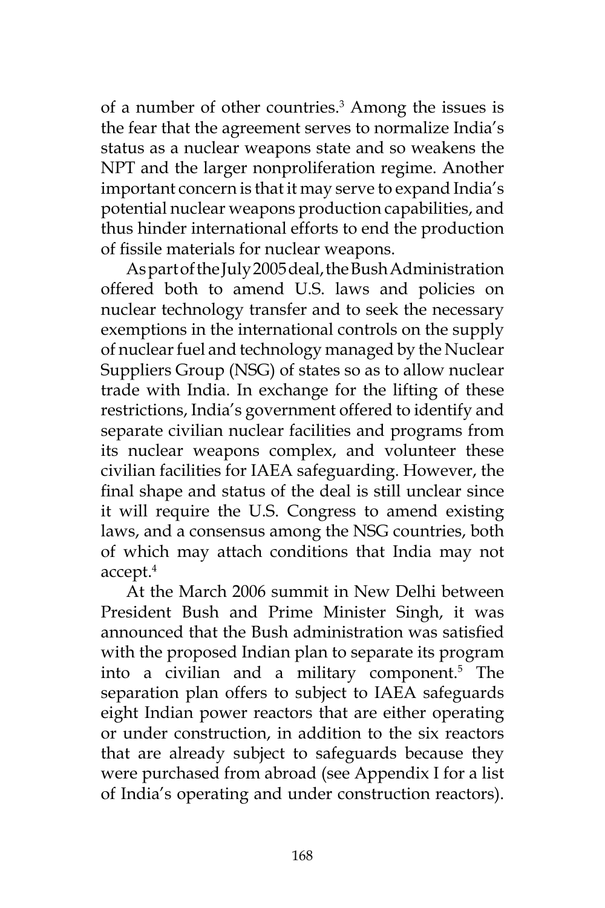of a number of other countries.[3] Among the issues is the fear that the agreement serves to normalize India's status as a nuclear weapons state and so weakens the NPT and the larger nonproliferation regime. Another important concern is that it may serve to expand India's potential nuclear weapons production capabilities, and thus hinder international efforts to end the production of fissile materials for nuclear weapons.

As part of the July 2005 deal, the Bush Administration offered both to amend U.S. laws and policies on nuclear technology transfer and to seek the necessary exemptions in the international controls on the supply of nuclear fuel and technology managed by the Nuclear Suppliers Group (NSG) of states so as to allow nuclear trade with India. In exchange for the lifting of these restrictions, India's government offered to identify and separate civilian nuclear facilities and programs from its nuclear weapons complex, and volunteer these civilian facilities for IAEA safeguarding. However, the final shape and status of the deal is still unclear since it will require the U.S. Congress to amend existing laws, and a consensus among the NSG countries, both of which may attach conditions that India may not accept.[4]

At the March 2006 summit in New Delhi between President Bush and Prime Minister Singh, it was announced that the Bush administration was satisfied with the proposed Indian plan to separate its program into a civilian and a military component.[5] The separation plan offers to subject to IAEA safeguards eight Indian power reactors that are either operating or under construction, in addition to the six reactors that are already subject to safeguards because they were purchased from abroad (see Appendix I for a list of India's operating and under construction reactors).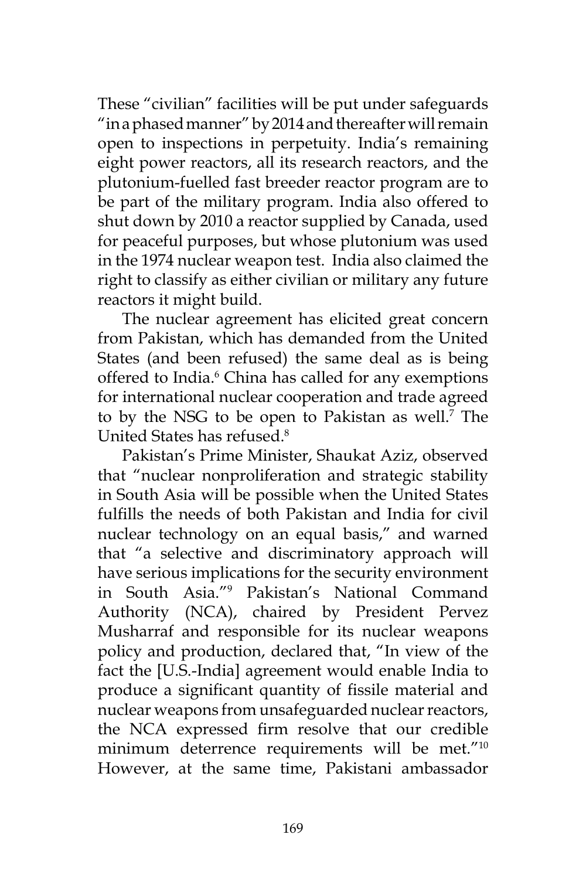These “civilian” facilities will be put under safeguards “in a phased manner” by 2014 and thereafter will remain open to inspections in perpetuity. India’s remaining eight power reactors, all its research reactors, and the plutonium-fuelled fast breeder reactor program are to be part of the military program. India also offered to shut down by 2010 a reactor supplied by Canada, used for peaceful purposes, but whose plutonium was used in the 1974 nuclear weapon test. India also claimed the right to classify as either civilian or military any future reactors it might build.

The nuclear agreement has elicited great concern from Pakistan, which has demanded from the United States (and been refused) the same deal as is being offered to India.[6] China has called for any exemptions for international nuclear cooperation and trade agreed to by the NSG to be open to Pakistan as well.[7] The United States has refused.[8]

Pakistan’s Prime Minister, Shaukat Aziz, observed that “nuclear nonproliferation and strategic stability in South Asia will be possible when the United States fulfills the needs of both Pakistan and India for civil nuclear technology on an equal basis,” and warned that “a selective and discriminatory approach will have serious implications for the security environment in South Asia.”[9] Pakistan’s National Command Authority (NCA), chaired by President Pervez Musharraf and responsible for its nuclear weapons policy and production, declared that, “In view of the fact the [U.S.-India] agreement would enable India to produce a significant quantity of fissile material and nuclear weapons from unsafeguarded nuclear reactors, the NCA expressed firm resolve that our credible minimum deterrence requirements will be met.”[10] However, at the same time, Pakistani ambassador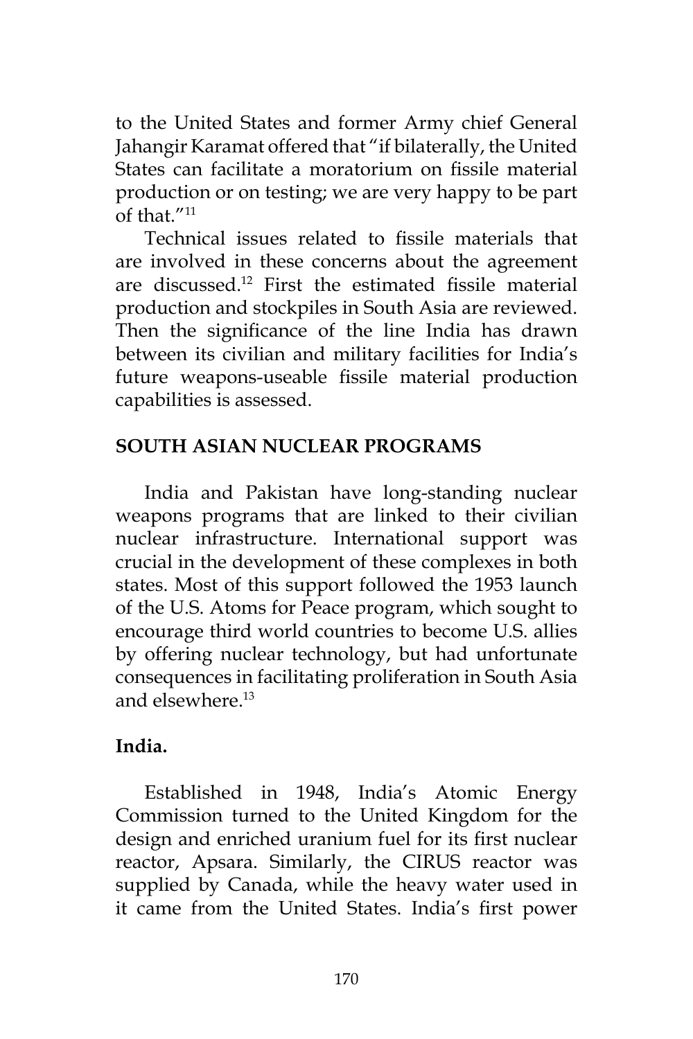to the United States and former Army chief General Jahangir Karamat offered that "if bilaterally, the United States can facilitate a moratorium on fissile material production or on testing; we are very happy to be part of that."[11]

Technical issues related to fissile materials that are involved in these concerns about the agreement are discussed.[12] First the estimated fissile material production and stockpiles in South Asia are reviewed. Then the significance of the line India has drawn between its civilian and military facilities for India's future weapons-useable fissile material production capabilities is assessed.

## SOUTH ASIAN NUCLEAR PROGRAMS

India and Pakistan have long-standing nuclear weapons programs that are linked to their civilian nuclear infrastructure. International support was crucial in the development of these complexes in both states. Most of this support followed the 1953 launch of the U.S. Atoms for Peace program, which sought to encourage third world countries to become U.S. allies by offering nuclear technology, but had unfortunate consequences in facilitating proliferation in South Asia and elsewhere.[13]

### India.

Established in 1948, India's Atomic Energy Commission turned to the United Kingdom for the design and enriched uranium fuel for its first nuclear reactor, Apsara. Similarly, the CIRUS reactor was supplied by Canada, while the heavy water used in it came from the United States. India's first power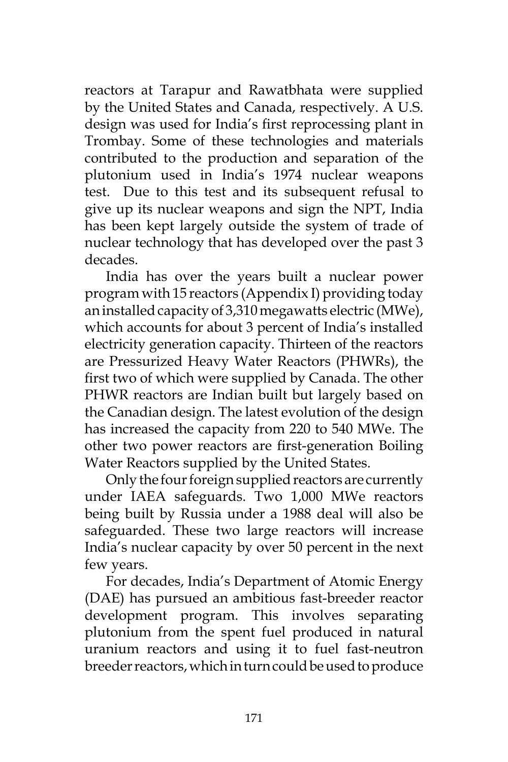reactors at Tarapur and Rawatbhata were supplied by the United States and Canada, respectively. A U.S. design was used for India's first reprocessing plant in Trombay. Some of these technologies and materials contributed to the production and separation of the plutonium used in India's 1974 nuclear weapons test. Due to this test and its subsequent refusal to give up its nuclear weapons and sign the NPT, India has been kept largely outside the system of trade of nuclear technology that has developed over the past 3 decades.

India has over the years built a nuclear power program with 15 reactors (Appendix I) providing today an installed capacity of 3,310 megawatts electric (MWe), which accounts for about 3 percent of India's installed electricity generation capacity. Thirteen of the reactors are Pressurized Heavy Water Reactors (PHWRs), the first two of which were supplied by Canada. The other PHWR reactors are Indian built but largely based on the Canadian design. The latest evolution of the design has increased the capacity from 220 to 540 MWe. The other two power reactors are first-generation Boiling Water Reactors supplied by the United States.

Only the four foreign supplied reactors are currently under IAEA safeguards. Two 1,000 MWe reactors being built by Russia under a 1988 deal will also be safeguarded. These two large reactors will increase India's nuclear capacity by over 50 percent in the next few years.

For decades, India's Department of Atomic Energy (DAE) has pursued an ambitious fast-breeder reactor development program. This involves separating plutonium from the spent fuel produced in natural uranium reactors and using it to fuel fast-neutron breeder reactors, which in turn could be used to produce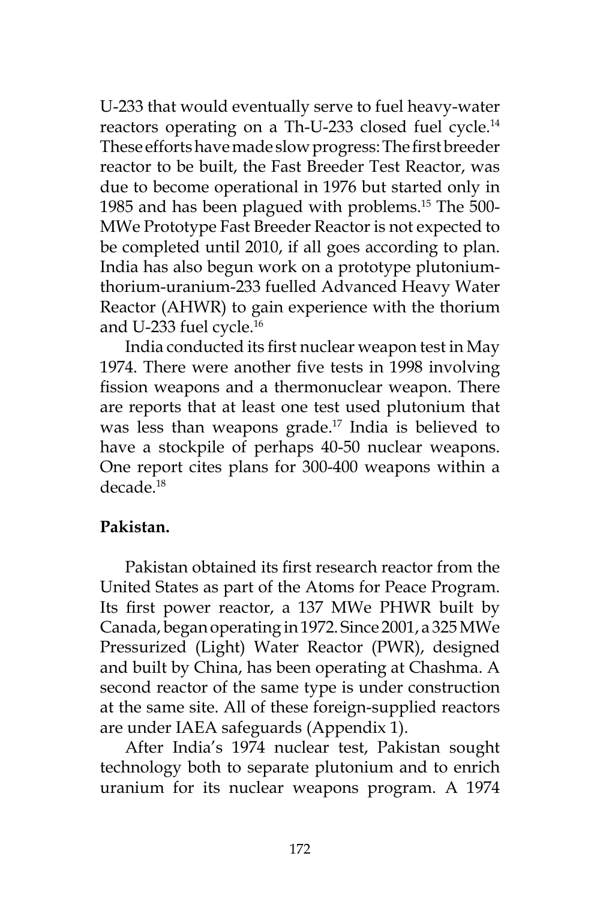U-233 that would eventually serve to fuel heavy-water reactors operating on a Th-U-233 closed fuel cycle.[14] These efforts have made slow progress: The first breeder reactor to be built, the Fast Breeder Test Reactor, was due to become operational in 1976 but started only in 1985 and has been plagued with problems.[15] The 500-MWe Prototype Fast Breeder Reactor is not expected to be completed until 2010, if all goes according to plan. India has also begun work on a prototype plutonium-thorium-uranium-233 fuelled Advanced Heavy Water Reactor (AHWR) to gain experience with the thorium and U-233 fuel cycle.[16]

India conducted its first nuclear weapon test in May 1974. There were another five tests in 1998 involving fission weapons and a thermonuclear weapon. There are reports that at least one test used plutonium that was less than weapons grade.[17] India is believed to have a stockpile of perhaps 40-50 nuclear weapons. One report cites plans for 300-400 weapons within a decade.[18]

**Pakistan.**

Pakistan obtained its first research reactor from the United States as part of the Atoms for Peace Program. Its first power reactor, a 137 MWe PHWR built by Canada, began operating in 1972. Since 2001, a 325 MWe Pressurized (Light) Water Reactor (PWR), designed and built by China, has been operating at Chashma. A second reactor of the same type is under construction at the same site. All of these foreign-supplied reactors are under IAEA safeguards (Appendix 1).

After India's 1974 nuclear test, Pakistan sought technology both to separate plutonium and to enrich uranium for its nuclear weapons program. A 1974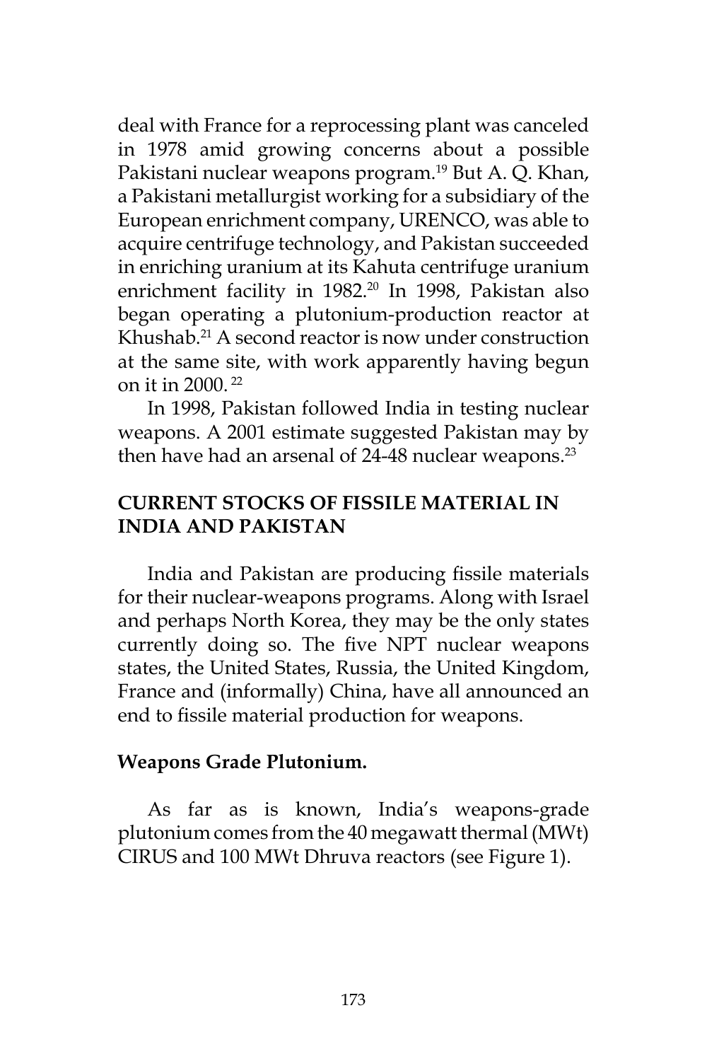deal with France for a reprocessing plant was canceled in 1978 amid growing concerns about a possible Pakistani nuclear weapons program.[19] But A. Q. Khan, a Pakistani metallurgist working for a subsidiary of the European enrichment company, URENCO, was able to acquire centrifuge technology, and Pakistan succeeded in enriching uranium at its Kahuta centrifuge uranium enrichment facility in 1982.[20] In 1998, Pakistan also began operating a plutonium-production reactor at Khushab.[21] A second reactor is now under construction at the same site, with work apparently having begun on it in 2000.[22]

In 1998, Pakistan followed India in testing nuclear weapons. A 2001 estimate suggested Pakistan may by then have had an arsenal of 24-48 nuclear weapons.[23]

## CURRENT STOCKS OF FISSILE MATERIAL IN INDIA AND PAKISTAN

India and Pakistan are producing fissile materials for their nuclear-weapons programs. Along with Israel and perhaps North Korea, they may be the only states currently doing so. The five NPT nuclear weapons states, the United States, Russia, the United Kingdom, France and (informally) China, have all announced an end to fissile material production for weapons.

### Weapons Grade Plutonium.

As far as is known, India's weapons-grade plutonium comes from the 40 megawatt thermal (MWt) CIRUS and 100 MWt Dhruva reactors (see Figure 1).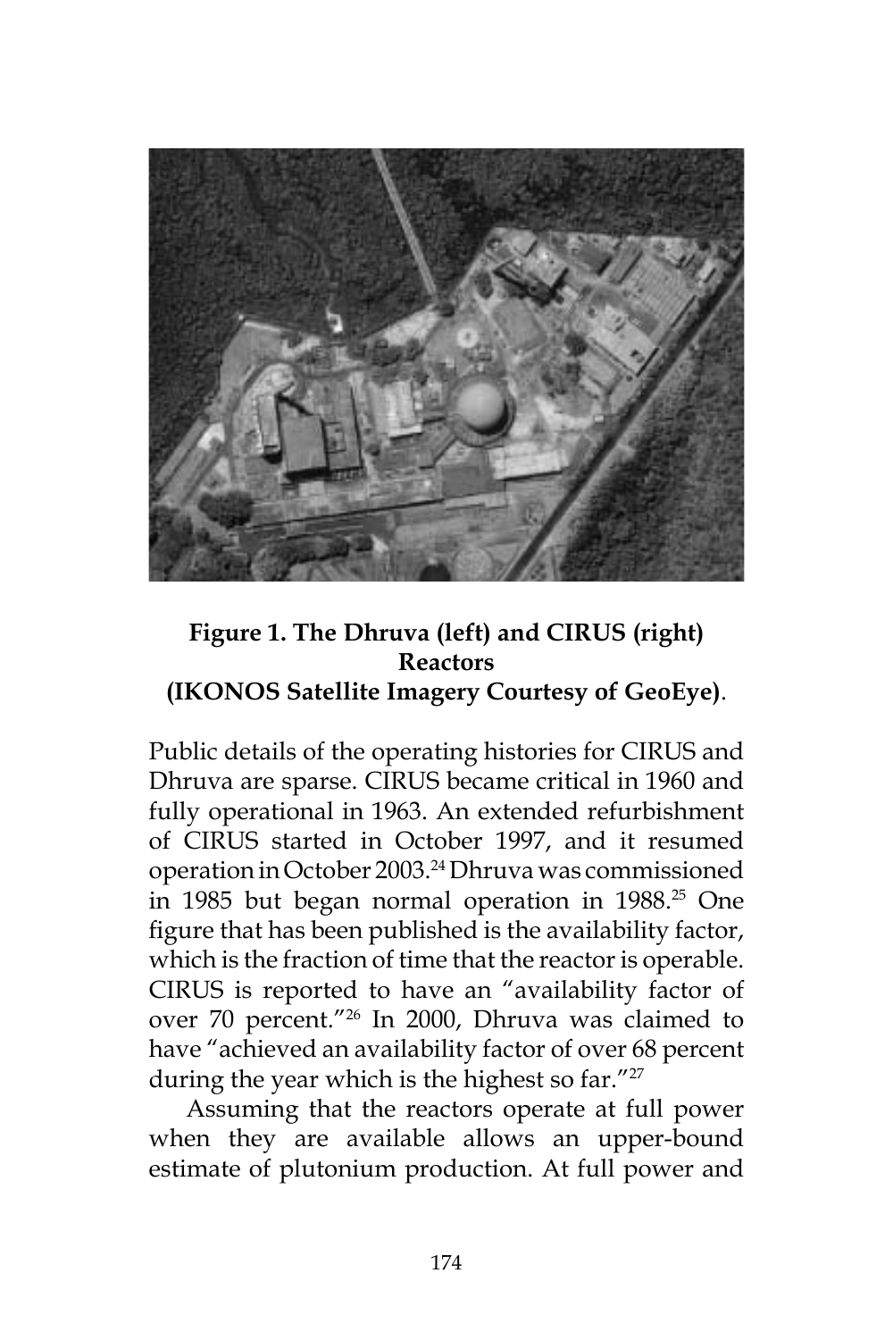**Figure 1. The Dhruva (left) and CIRUS (right) Reactors (IKONOS Satellite Imagery Courtesy of GeoEye)**.

Public details of the operating histories for CIRUS and Dhruva are sparse. CIRUS became critical in 1960 and fully operational in 1963. An extended refurbishment of CIRUS started in October 1997, and it resumed operation in October 2003.[24] Dhruva was commissioned in 1985 but began normal operation in 1988.[25] One figure that has been published is the availability factor, which is the fraction of time that the reactor is operable. CIRUS is reported to have an "availability factor of over 70 percent."[26] In 2000, Dhruva was claimed to have "achieved an availability factor of over 68 percent during the year which is the highest so far."[27]

Assuming that the reactors operate at full power when they are available allows an upper-bound estimate of plutonium production. At full power and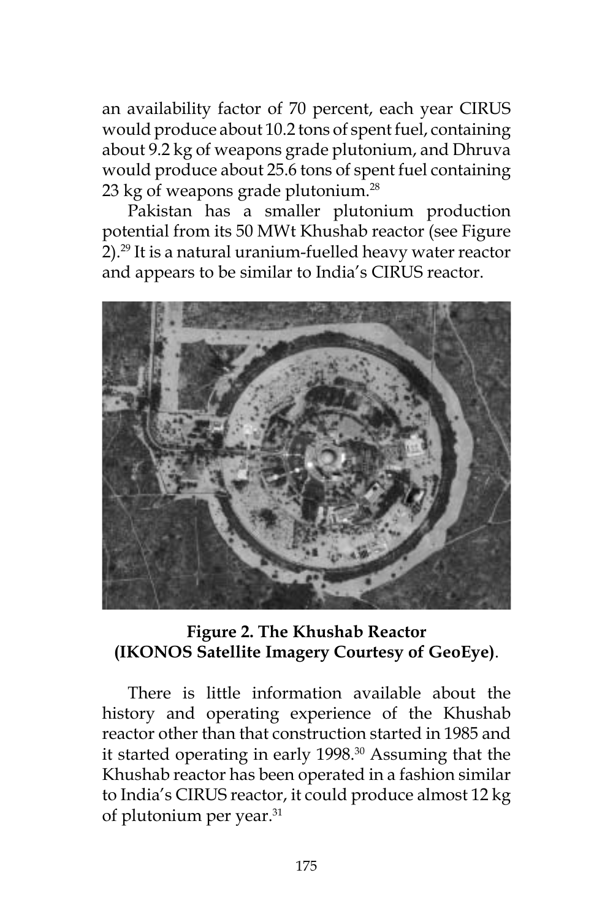an availability factor of 70 percent, each year CIRUS would produce about 10.2 tons of spent fuel, containing about 9.2 kg of weapons grade plutonium, and Dhruva would produce about 25.6 tons of spent fuel containing 23 kg of weapons grade plutonium.[28]

Pakistan has a smaller plutonium production potential from its 50 MWt Khushab reactor (see Figure 2).[29] It is a natural uranium-fuelled heavy water reactor and appears to be similar to India's CIRUS reactor.

**Figure 2. The Khushab Reactor (IKONOS Satellite Imagery Courtesy of GeoEye)**.

There is little information available about the history and operating experience of the Khushab reactor other than that construction started in 1985 and it started operating in early 1998.[30] Assuming that the Khushab reactor has been operated in a fashion similar to India's CIRUS reactor, it could produce almost 12 kg of plutonium per year.[31]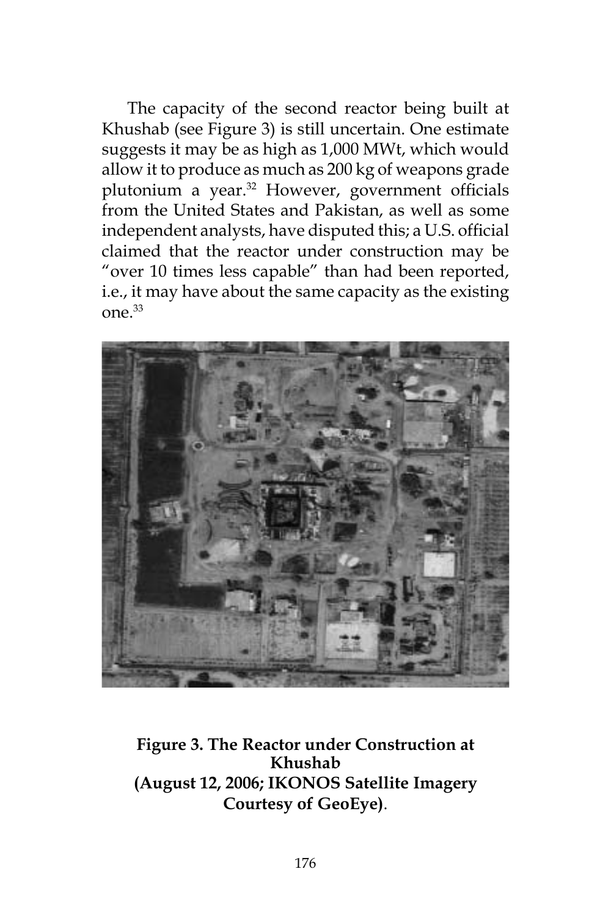The capacity of the second reactor being built at Khushab (see Figure 3) is still uncertain. One estimate suggests it may be as high as 1,000 MWt, which would allow it to produce as much as 200 kg of weapons grade plutonium a year.[32] However, government officials from the United States and Pakistan, as well as some independent analysts, have disputed this; a U.S. official claimed that the reactor under construction may be "over 10 times less capable" than had been reported, i.e., it may have about the same capacity as the existing one.[33]

**Figure 3. The Reactor under Construction at Khushab (August 12, 2006; IKONOS Satellite Imagery Courtesy of GeoEye)**.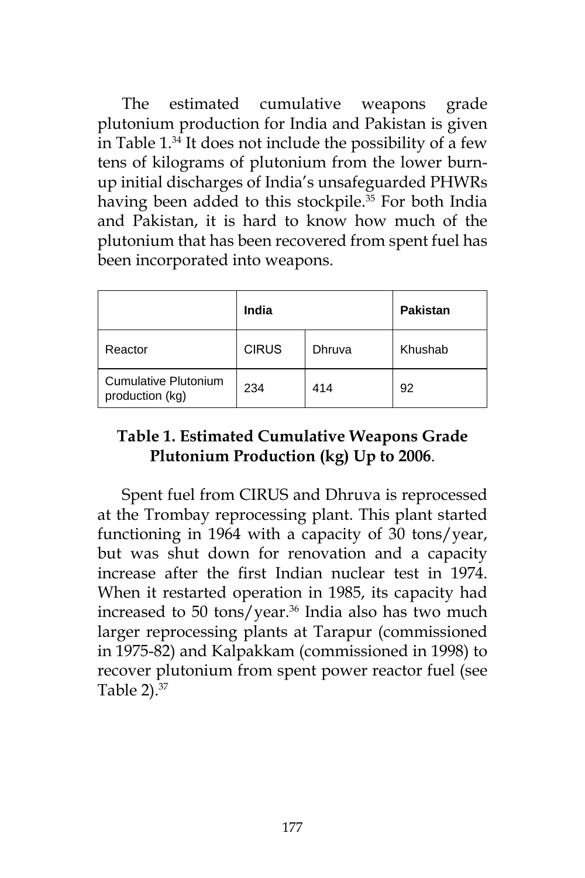The estimated cumulative weapons grade plutonium production for India and Pakistan is given in Table 1.[34] It does not include the possibility of a few tens of kilograms of plutonium from the lower burn-up initial discharges of India's unsafeguarded PHWRs having been added to this stockpile.[35] For both India and Pakistan, it is hard to know how much of the plutonium that has been recovered from spent fuel has been incorporated into weapons.

| | India | | Pakistan |
|---|---|---|---|
| Reactor | CIRUS | Dhruva | Khushab |
| Cumulative Plutonium production (kg) | 234 | 414 | 92 |

**Table 1. Estimated Cumulative Weapons Grade Plutonium Production (kg) Up to 2006**.

Spent fuel from CIRUS and Dhruva is reprocessed at the Trombay reprocessing plant. This plant started functioning in 1964 with a capacity of 30 tons/year, but was shut down for renovation and a capacity increase after the first Indian nuclear test in 1974. When it restarted operation in 1985, its capacity had increased to 50 tons/year.[36] India also has two much larger reprocessing plants at Tarapur (commissioned in 1975-82) and Kalpakkam (commissioned in 1998) to recover plutonium from spent power reactor fuel (see Table 2).[37]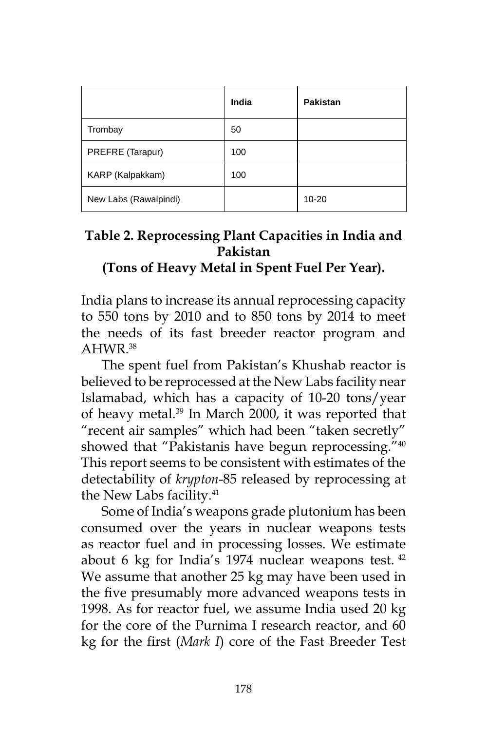| | India | Pakistan |
|---|---|---|
| Trombay | 50 | |
| PREFRE (Tarapur) | 100 | |
| KARP (Kalpakkam) | 100 | |
| New Labs (Rawalpindi) | | 10-20 |

**Table 2. Reprocessing Plant Capacities in India and Pakistan**
**(Tons of Heavy Metal in Spent Fuel Per Year).**

India plans to increase its annual reprocessing capacity to 550 tons by 2010 and to 850 tons by 2014 to meet the needs of its fast breeder reactor program and AHWR.[38]

The spent fuel from Pakistan's Khushab reactor is believed to be reprocessed at the New Labs facility near Islamabad, which has a capacity of 10-20 tons/year of heavy metal.[39] In March 2000, it was reported that "recent air samples" which had been "taken secretly" showed that "Pakistanis have begun reprocessing."[40] This report seems to be consistent with estimates of the detectability of *krypton*-85 released by reprocessing at the New Labs facility.[41]

Some of India's weapons grade plutonium has been consumed over the years in nuclear weapons tests as reactor fuel and in processing losses. We estimate about 6 kg for India's 1974 nuclear weapons test.[42] We assume that another 25 kg may have been used in the five presumably more advanced weapons tests in 1998. As for reactor fuel, we assume India used 20 kg for the core of the Purnima I research reactor, and 60 kg for the first (*Mark I*) core of the Fast Breeder Test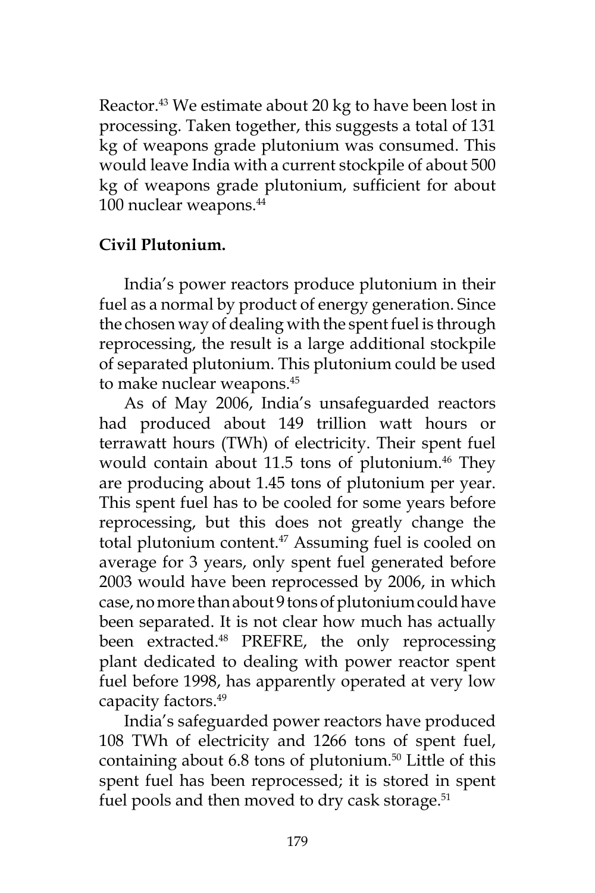Reactor.[43] We estimate about 20 kg to have been lost in processing. Taken together, this suggests a total of 131 kg of weapons grade plutonium was consumed. This would leave India with a current stockpile of about 500 kg of weapons grade plutonium, sufficient for about 100 nuclear weapons.[44]

**Civil Plutonium.**

India's power reactors produce plutonium in their fuel as a normal by product of energy generation. Since the chosen way of dealing with the spent fuel is through reprocessing, the result is a large additional stockpile of separated plutonium. This plutonium could be used to make nuclear weapons.[45]

As of May 2006, India's unsafeguarded reactors had produced about 149 trillion watt hours or terrawatt hours (TWh) of electricity. Their spent fuel would contain about 11.5 tons of plutonium.[46] They are producing about 1.45 tons of plutonium per year. This spent fuel has to be cooled for some years before reprocessing, but this does not greatly change the total plutonium content.[47] Assuming fuel is cooled on average for 3 years, only spent fuel generated before 2003 would have been reprocessed by 2006, in which case, no more than about 9 tons of plutonium could have been separated. It is not clear how much has actually been extracted.[48] PREFRE, the only reprocessing plant dedicated to dealing with power reactor spent fuel before 1998, has apparently operated at very low capacity factors.[49]

India's safeguarded power reactors have produced 108 TWh of electricity and 1266 tons of spent fuel, containing about 6.8 tons of plutonium.[50] Little of this spent fuel has been reprocessed; it is stored in spent fuel pools and then moved to dry cask storage.[51]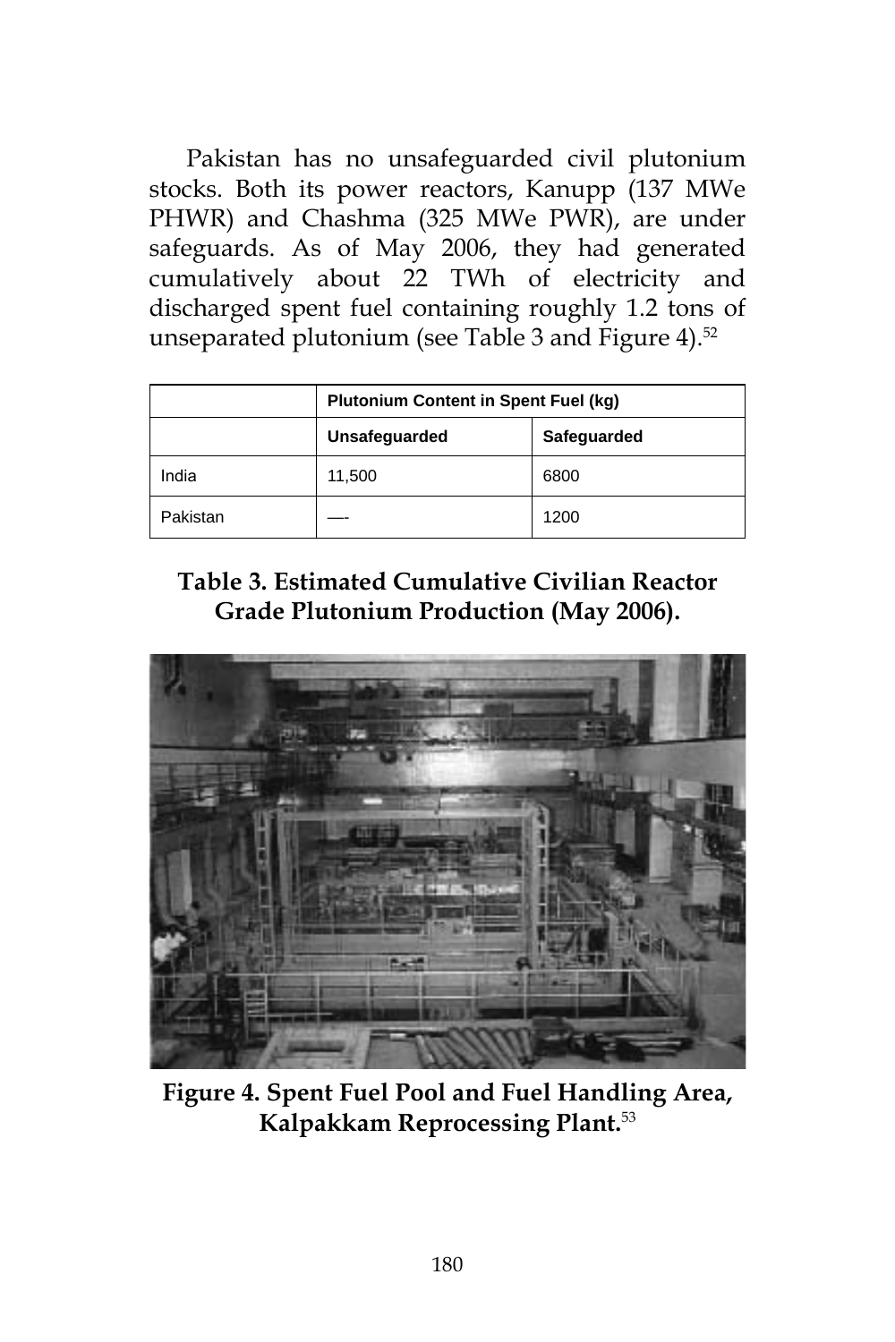Pakistan has no unsafeguarded civil plutonium stocks. Both its power reactors, Kanupp (137 MWe PHWR) and Chashma (325 MWe PWR), are under safeguards. As of May 2006, they had generated cumulatively about 22 TWh of electricity and discharged spent fuel containing roughly 1.2 tons of unseparated plutonium (see Table 3 and Figure 4).[52]

| | Plutonium Content in Spent Fuel (kg) | |
|---|---|---|
| | **Unsafeguarded** | **Safeguarded** |
| India | 11,500 | 6800 |
| Pakistan | —- | 1200 |

**Table 3. Estimated Cumulative Civilian Reactor Grade Plutonium Production (May 2006).**

**Figure 4. Spent Fuel Pool and Fuel Handling Area, Kalpakkam Reprocessing Plant.**[53]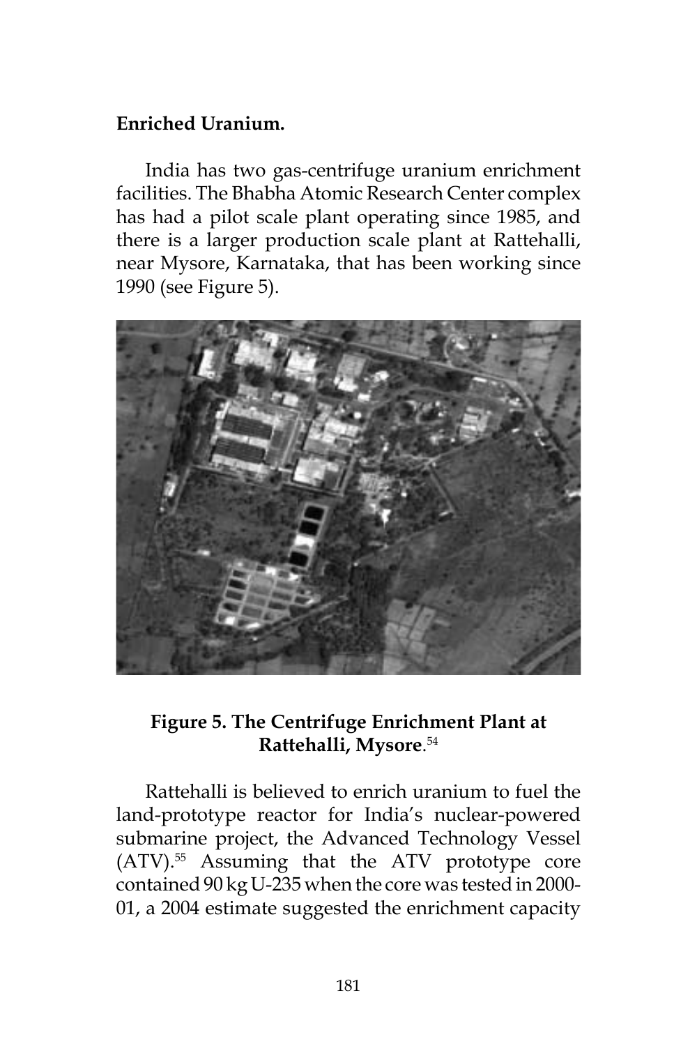**Enriched Uranium.**

India has two gas-centrifuge uranium enrichment facilities. The Bhabha Atomic Research Center complex has had a pilot scale plant operating since 1985, and there is a larger production scale plant at Rattehalli, near Mysore, Karnataka, that has been working since 1990 (see Figure 5).

**Figure 5. The Centrifuge Enrichment Plant at Rattehalli, Mysore**.[54]

Rattehalli is believed to enrich uranium to fuel the land-prototype reactor for India's nuclear-powered submarine project, the Advanced Technology Vessel (ATV).[55] Assuming that the ATV prototype core contained 90 kg U-235 when the core was tested in 2000-01, a 2004 estimate suggested the enrichment capacity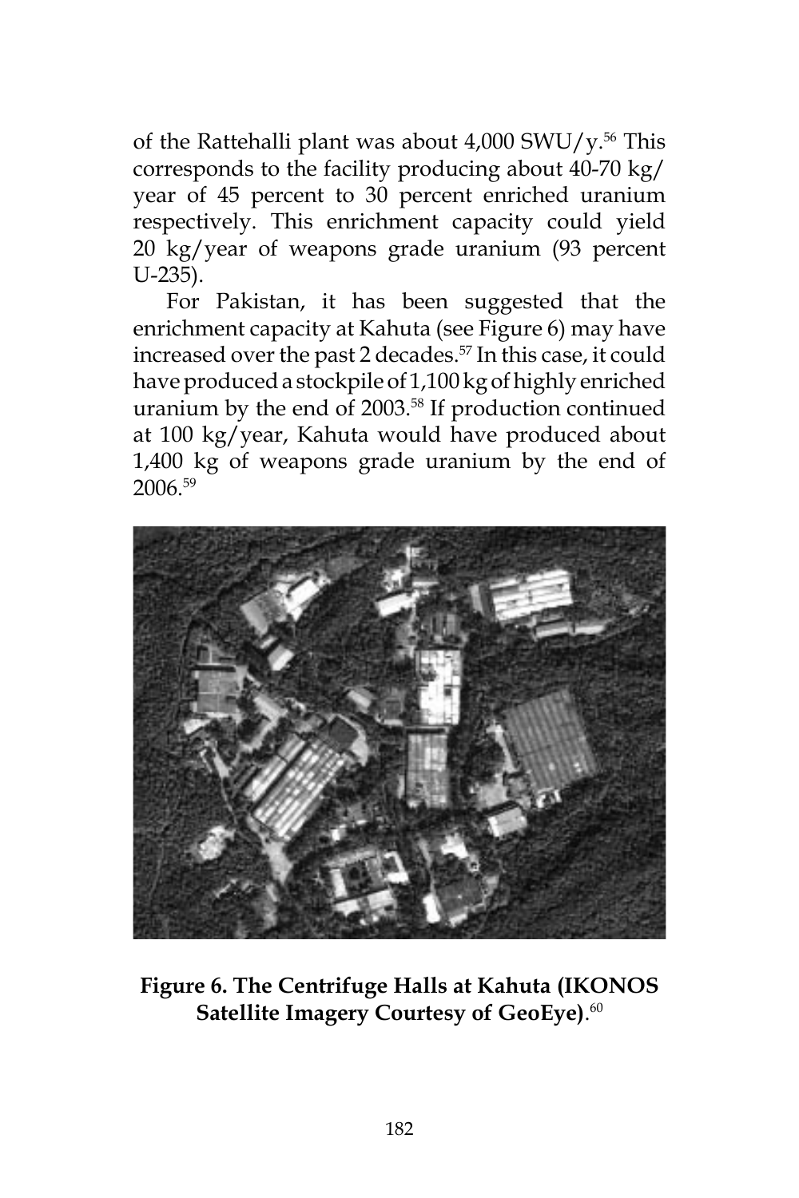of the Rattehalli plant was about 4,000 SWU/y.[56] This corresponds to the facility producing about 40-70 kg/year of 45 percent to 30 percent enriched uranium respectively. This enrichment capacity could yield 20 kg/year of weapons grade uranium (93 percent U-235).

For Pakistan, it has been suggested that the enrichment capacity at Kahuta (see Figure 6) may have increased over the past 2 decades.[57] In this case, it could have produced a stockpile of 1,100 kg of highly enriched uranium by the end of 2003.[58] If production continued at 100 kg/year, Kahuta would have produced about 1,400 kg of weapons grade uranium by the end of 2006.[59]

**Figure 6. The Centrifuge Halls at Kahuta (IKONOS Satellite Imagery Courtesy of GeoEye)**.[60]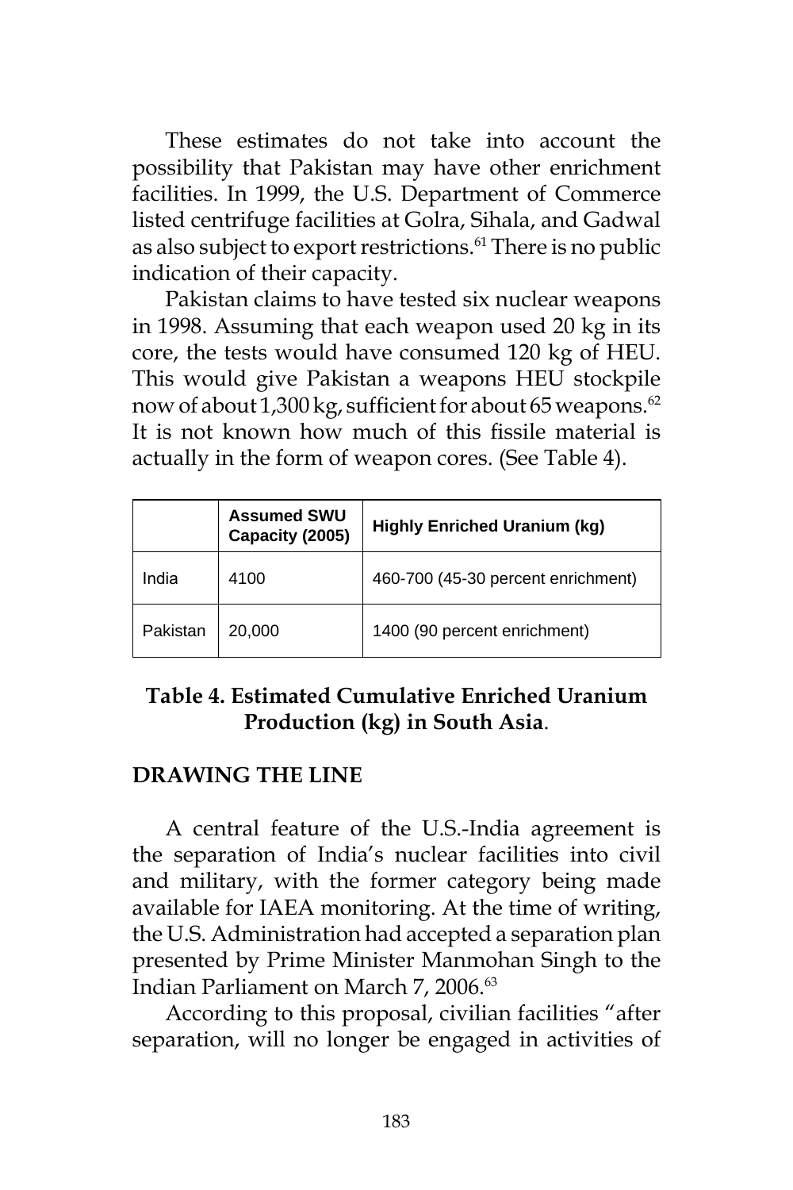These estimates do not take into account the possibility that Pakistan may have other enrichment facilities. In 1999, the U.S. Department of Commerce listed centrifuge facilities at Golra, Sihala, and Gadwal as also subject to export restrictions.[61] There is no public indication of their capacity.

Pakistan claims to have tested six nuclear weapons in 1998. Assuming that each weapon used 20 kg in its core, the tests would have consumed 120 kg of HEU. This would give Pakistan a weapons HEU stockpile now of about 1,300 kg, sufficient for about 65 weapons.[62] It is not known how much of this fissile material is actually in the form of weapon cores. (See Table 4).

| | Assumed SWU Capacity (2005) | Highly Enriched Uranium (kg) |
|---|---|---|
| India | 4100 | 460-700 (45-30 percent enrichment) |
| Pakistan | 20,000 | 1400 (90 percent enrichment) |

**Table 4. Estimated Cumulative Enriched Uranium Production (kg) in South Asia**.

## DRAWING THE LINE

A central feature of the U.S.-India agreement is the separation of India's nuclear facilities into civil and military, with the former category being made available for IAEA monitoring. At the time of writing, the U.S. Administration had accepted a separation plan presented by Prime Minister Manmohan Singh to the Indian Parliament on March 7, 2006.[63]

According to this proposal, civilian facilities "after separation, will no longer be engaged in activities of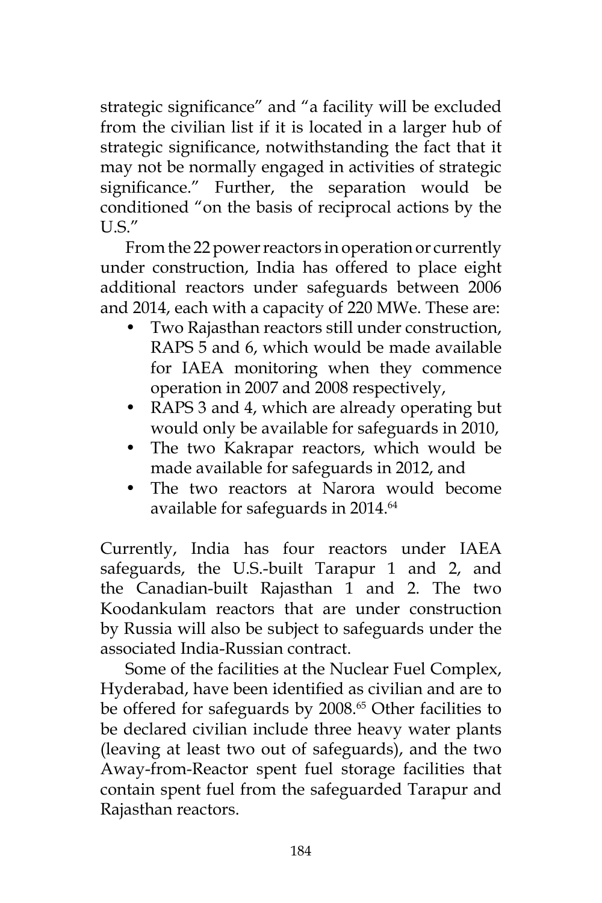strategic significance" and "a facility will be excluded from the civilian list if it is located in a larger hub of strategic significance, notwithstanding the fact that it may not be normally engaged in activities of strategic significance." Further, the separation would be conditioned "on the basis of reciprocal actions by the U.S."

From the 22 power reactors in operation or currently under construction, India has offered to place eight additional reactors under safeguards between 2006 and 2014, each with a capacity of 220 MWe. These are:

- Two Rajasthan reactors still under construction, RAPS 5 and 6, which would be made available for IAEA monitoring when they commence operation in 2007 and 2008 respectively,
- RAPS 3 and 4, which are already operating but would only be available for safeguards in 2010,
- The two Kakrapar reactors, which would be made available for safeguards in 2012, and
- The two reactors at Narora would become available for safeguards in 2014.[64]

Currently, India has four reactors under IAEA safeguards, the U.S.-built Tarapur 1 and 2, and the Canadian-built Rajasthan 1 and 2. The two Koodankulam reactors that are under construction by Russia will also be subject to safeguards under the associated India-Russian contract.

Some of the facilities at the Nuclear Fuel Complex, Hyderabad, have been identified as civilian and are to be offered for safeguards by 2008.[65] Other facilities to be declared civilian include three heavy water plants (leaving at least two out of safeguards), and the two Away-from-Reactor spent fuel storage facilities that contain spent fuel from the safeguarded Tarapur and Rajasthan reactors.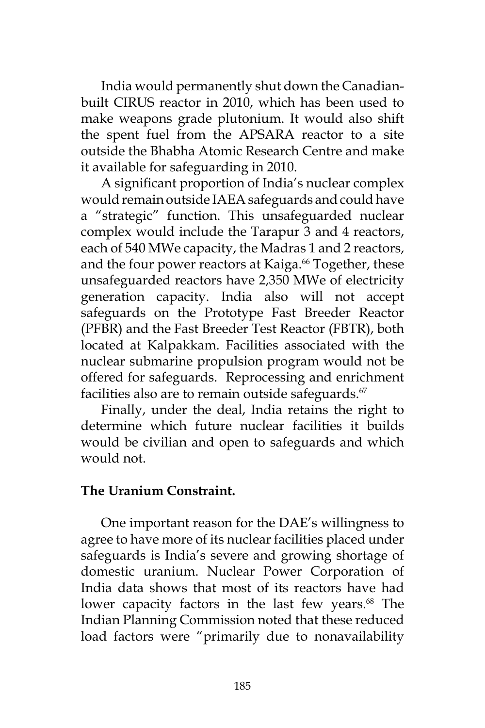India would permanently shut down the Canadian-built CIRUS reactor in 2010, which has been used to make weapons grade plutonium. It would also shift the spent fuel from the APSARA reactor to a site outside the Bhabha Atomic Research Centre and make it available for safeguarding in 2010.

A significant proportion of India's nuclear complex would remain outside IAEA safeguards and could have a "strategic" function. This unsafeguarded nuclear complex would include the Tarapur 3 and 4 reactors, each of 540 MWe capacity, the Madras 1 and 2 reactors, and the four power reactors at Kaiga.[66] Together, these unsafeguarded reactors have 2,350 MWe of electricity generation capacity. India also will not accept safeguards on the Prototype Fast Breeder Reactor (PFBR) and the Fast Breeder Test Reactor (FBTR), both located at Kalpakkam. Facilities associated with the nuclear submarine propulsion program would not be offered for safeguards. Reprocessing and enrichment facilities also are to remain outside safeguards.[67]

Finally, under the deal, India retains the right to determine which future nuclear facilities it builds would be civilian and open to safeguards and which would not.

**The Uranium Constraint.**

One important reason for the DAE's willingness to agree to have more of its nuclear facilities placed under safeguards is India's severe and growing shortage of domestic uranium. Nuclear Power Corporation of India data shows that most of its reactors have had lower capacity factors in the last few years.[68] The Indian Planning Commission noted that these reduced load factors were "primarily due to nonavailability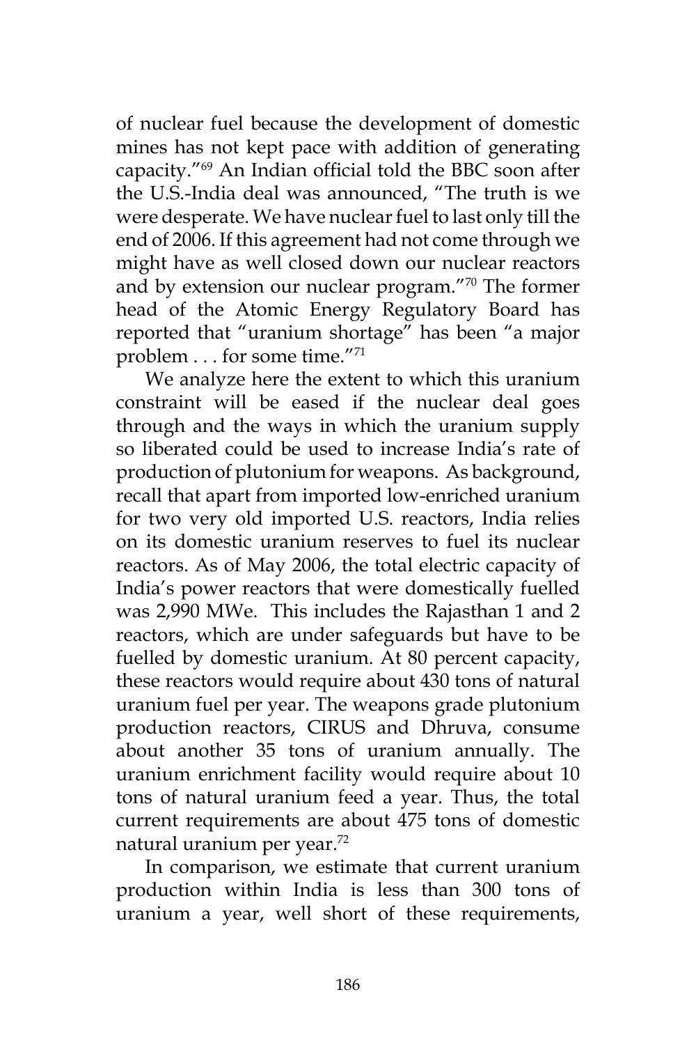of nuclear fuel because the development of domestic mines has not kept pace with addition of generating capacity."[69] An Indian official told the BBC soon after the U.S.-India deal was announced, "The truth is we were desperate. We have nuclear fuel to last only till the end of 2006. If this agreement had not come through we might have as well closed down our nuclear reactors and by extension our nuclear program."[70] The former head of the Atomic Energy Regulatory Board has reported that "uranium shortage" has been "a major problem . . . for some time."[71]

We analyze here the extent to which this uranium constraint will be eased if the nuclear deal goes through and the ways in which the uranium supply so liberated could be used to increase India's rate of production of plutonium for weapons. As background, recall that apart from imported low-enriched uranium for two very old imported U.S. reactors, India relies on its domestic uranium reserves to fuel its nuclear reactors. As of May 2006, the total electric capacity of India's power reactors that were domestically fuelled was 2,990 MWe. This includes the Rajasthan 1 and 2 reactors, which are under safeguards but have to be fuelled by domestic uranium. At 80 percent capacity, these reactors would require about 430 tons of natural uranium fuel per year. The weapons grade plutonium production reactors, CIRUS and Dhruva, consume about another 35 tons of uranium annually. The uranium enrichment facility would require about 10 tons of natural uranium feed a year. Thus, the total current requirements are about 475 tons of domestic natural uranium per year.[72]

In comparison, we estimate that current uranium production within India is less than 300 tons of uranium a year, well short of these requirements,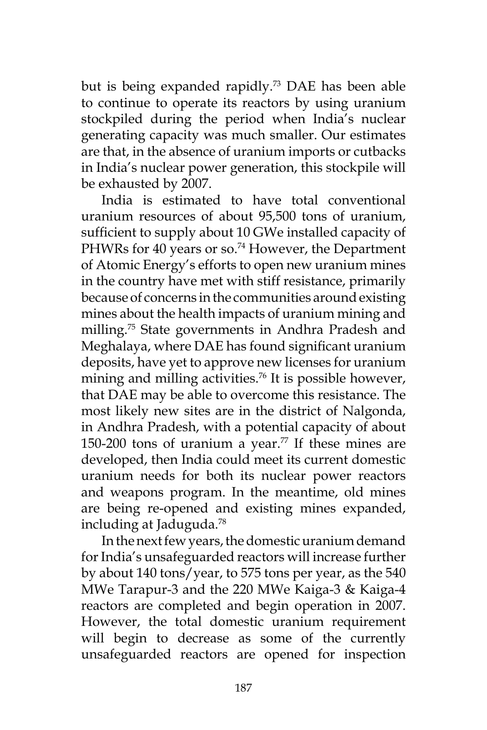but is being expanded rapidly.[73] DAE has been able to continue to operate its reactors by using uranium stockpiled during the period when India's nuclear generating capacity was much smaller. Our estimates are that, in the absence of uranium imports or cutbacks in India's nuclear power generation, this stockpile will be exhausted by 2007.

India is estimated to have total conventional uranium resources of about 95,500 tons of uranium, sufficient to supply about 10 GWe installed capacity of PHWRs for 40 years or so.[74] However, the Department of Atomic Energy's efforts to open new uranium mines in the country have met with stiff resistance, primarily because of concerns in the communities around existing mines about the health impacts of uranium mining and milling.[75] State governments in Andhra Pradesh and Meghalaya, where DAE has found significant uranium deposits, have yet to approve new licenses for uranium mining and milling activities.[76] It is possible however, that DAE may be able to overcome this resistance. The most likely new sites are in the district of Nalgonda, in Andhra Pradesh, with a potential capacity of about 150-200 tons of uranium a year.[77] If these mines are developed, then India could meet its current domestic uranium needs for both its nuclear power reactors and weapons program. In the meantime, old mines are being re-opened and existing mines expanded, including at Jaduguda.[78]

In the next few years, the domestic uranium demand for India's unsafeguarded reactors will increase further by about 140 tons/year, to 575 tons per year, as the 540 MWe Tarapur-3 and the 220 MWe Kaiga-3 & Kaiga-4 reactors are completed and begin operation in 2007. However, the total domestic uranium requirement will begin to decrease as some of the currently unsafeguarded reactors are opened for inspection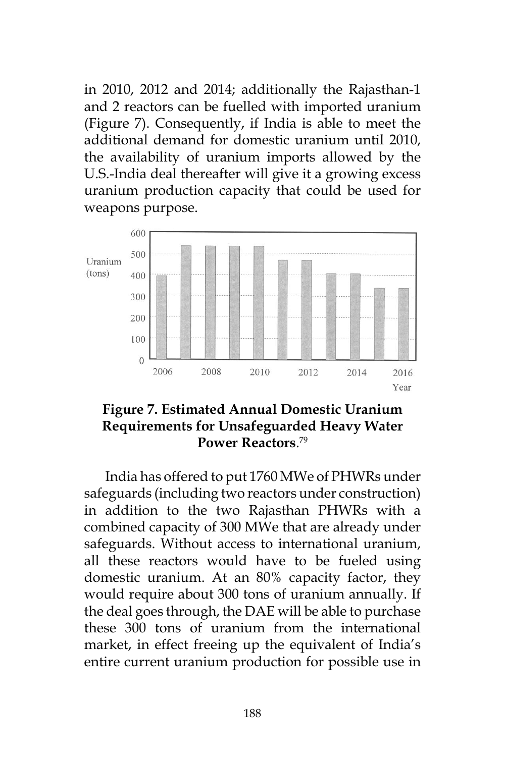in 2010, 2012 and 2014; additionally the Rajasthan-1 and 2 reactors can be fuelled with imported uranium (Figure 7). Consequently, if India is able to meet the additional demand for domestic uranium until 2010, the availability of uranium imports allowed by the U.S.-India deal thereafter will give it a growing excess uranium production capacity that could be used for weapons purpose.

**Figure 7. Estimated Annual Domestic Uranium Requirements for Unsafeguarded Heavy Water Power Reactors**.[79]

India has offered to put 1760 MWe of PHWRs under safeguards (including two reactors under construction) in addition to the two Rajasthan PHWRs with a combined capacity of 300 MWe that are already under safeguards. Without access to international uranium, all these reactors would have to be fueled using domestic uranium. At an 80% capacity factor, they would require about 300 tons of uranium annually. If the deal goes through, the DAE will be able to purchase these 300 tons of uranium from the international market, in effect freeing up the equivalent of India's entire current uranium production for possible use in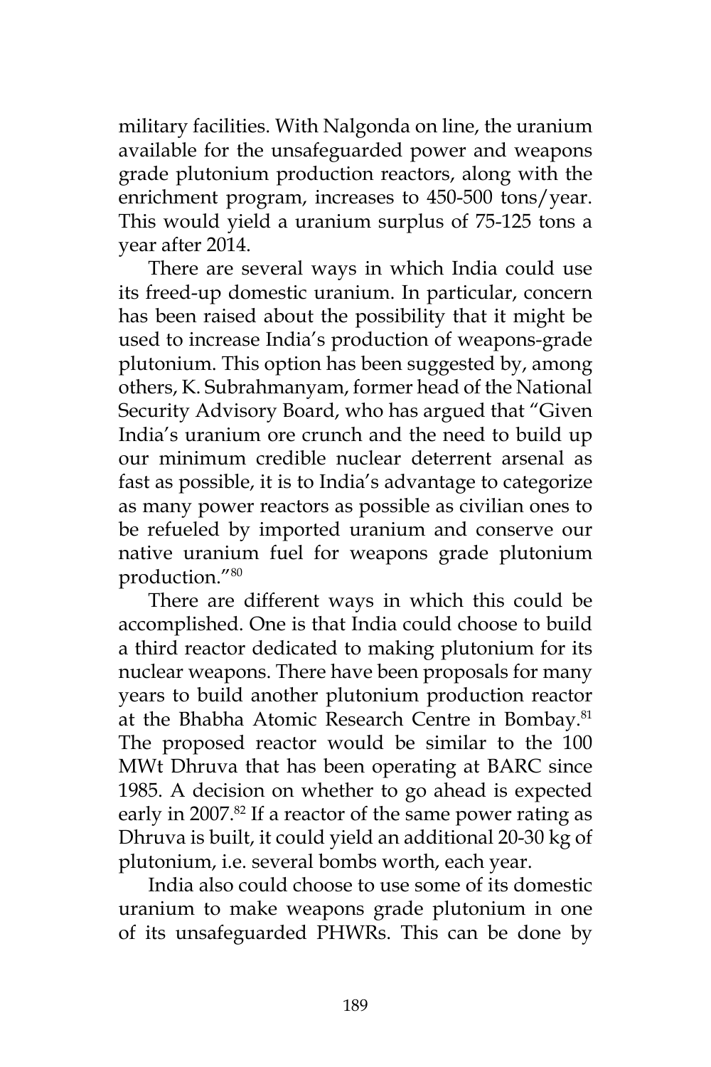military facilities. With Nalgonda on line, the uranium available for the unsafeguarded power and weapons grade plutonium production reactors, along with the enrichment program, increases to 450-500 tons/year. This would yield a uranium surplus of 75-125 tons a year after 2014.

There are several ways in which India could use its freed-up domestic uranium. In particular, concern has been raised about the possibility that it might be used to increase India's production of weapons-grade plutonium. This option has been suggested by, among others, K. Subrahmanyam, former head of the National Security Advisory Board, who has argued that "Given India's uranium ore crunch and the need to build up our minimum credible nuclear deterrent arsenal as fast as possible, it is to India's advantage to categorize as many power reactors as possible as civilian ones to be refueled by imported uranium and conserve our native uranium fuel for weapons grade plutonium production."[80]

There are different ways in which this could be accomplished. One is that India could choose to build a third reactor dedicated to making plutonium for its nuclear weapons. There have been proposals for many years to build another plutonium production reactor at the Bhabha Atomic Research Centre in Bombay.[81] The proposed reactor would be similar to the 100 MWt Dhruva that has been operating at BARC since 1985. A decision on whether to go ahead is expected early in 2007.[82] If a reactor of the same power rating as Dhruva is built, it could yield an additional 20-30 kg of plutonium, i.e. several bombs worth, each year.

India also could choose to use some of its domestic uranium to make weapons grade plutonium in one of its unsafeguarded PHWRs. This can be done by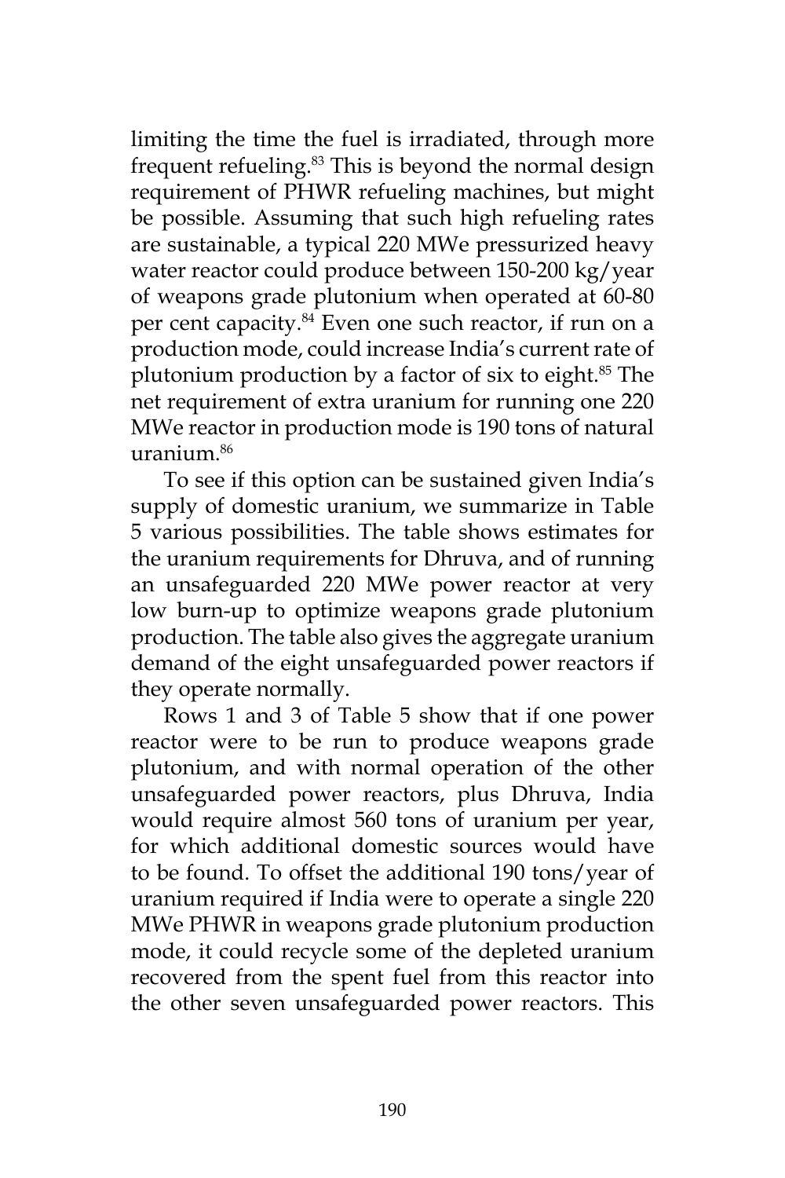limiting the time the fuel is irradiated, through more frequent refueling.[83] This is beyond the normal design requirement of PHWR refueling machines, but might be possible. Assuming that such high refueling rates are sustainable, a typical 220 MWe pressurized heavy water reactor could produce between 150-200 kg/year of weapons grade plutonium when operated at 60-80 per cent capacity.[84] Even one such reactor, if run on a production mode, could increase India's current rate of plutonium production by a factor of six to eight.[85] The net requirement of extra uranium for running one 220 MWe reactor in production mode is 190 tons of natural uranium.[86]

To see if this option can be sustained given India's supply of domestic uranium, we summarize in Table 5 various possibilities. The table shows estimates for the uranium requirements for Dhruva, and of running an unsafeguarded 220 MWe power reactor at very low burn-up to optimize weapons grade plutonium production. The table also gives the aggregate uranium demand of the eight unsafeguarded power reactors if they operate normally.

Rows 1 and 3 of Table 5 show that if one power reactor were to be run to produce weapons grade plutonium, and with normal operation of the other unsafeguarded power reactors, plus Dhruva, India would require almost 560 tons of uranium per year, for which additional domestic sources would have to be found. To offset the additional 190 tons/year of uranium required if India were to operate a single 220 MWe PHWR in weapons grade plutonium production mode, it could recycle some of the depleted uranium recovered from the spent fuel from this reactor into the other seven unsafeguarded power reactors. This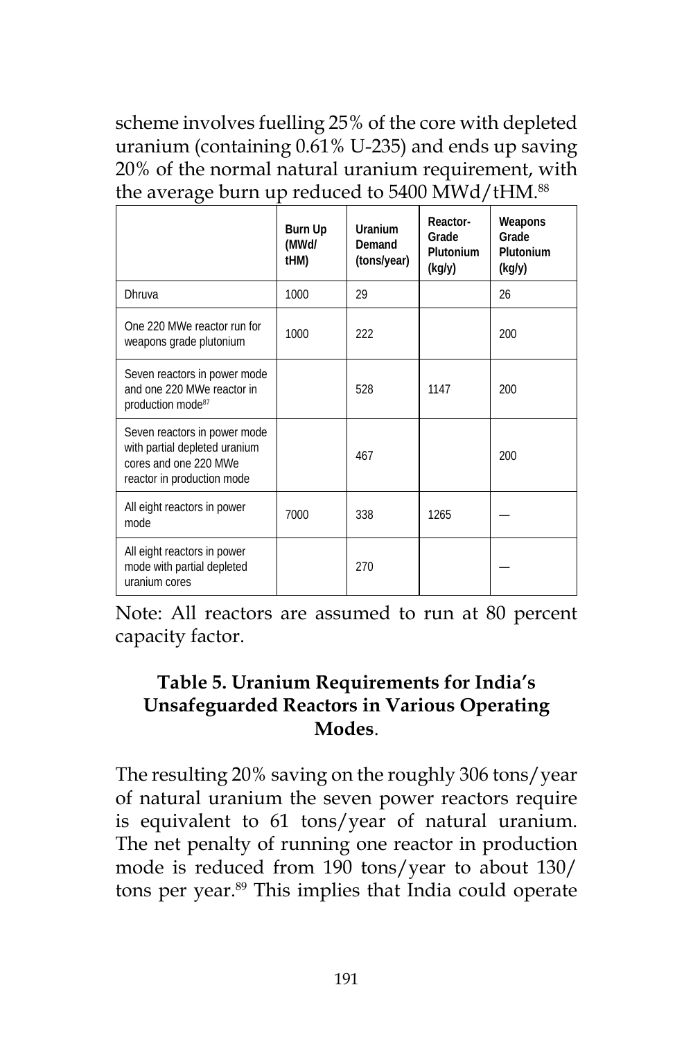scheme involves fuelling 25% of the core with depleted uranium (containing 0.61% U-235) and ends up saving 20% of the normal natural uranium requirement, with the average burn up reduced to 5400 MWd/tHM.[88]

| | Burn Up (MWd/tHM) | Uranium Demand (tons/year) | Reactor-Grade Plutonium (kg/y) | Weapons Grade Plutonium (kg/y) |
|---|---|---|---|---|
| Dhruva | 1000 | 29 | | 26 |
| One 220 MWe reactor run for weapons grade plutonium | 1000 | 222 | | 200 |
| Seven reactors in power mode and one 220 MWe reactor in production mode[87] | | 528 | 1147 | 200 |
| Seven reactors in power mode with partial depleted uranium cores and one 220 MWe reactor in production mode | | 467 | | 200 |
| All eight reactors in power mode | 7000 | 338 | 1265 | — |
| All eight reactors in power mode with partial depleted uranium cores | | 270 | | — |

Note: All reactors are assumed to run at 80 percent capacity factor.

**Table 5. Uranium Requirements for India's Unsafeguarded Reactors in Various Operating Modes**.

The resulting 20% saving on the roughly 306 tons/year of natural uranium the seven power reactors require is equivalent to 61 tons/year of natural uranium. The net penalty of running one reactor in production mode is reduced from 190 tons/year to about 130/tons per year.[89] This implies that India could operate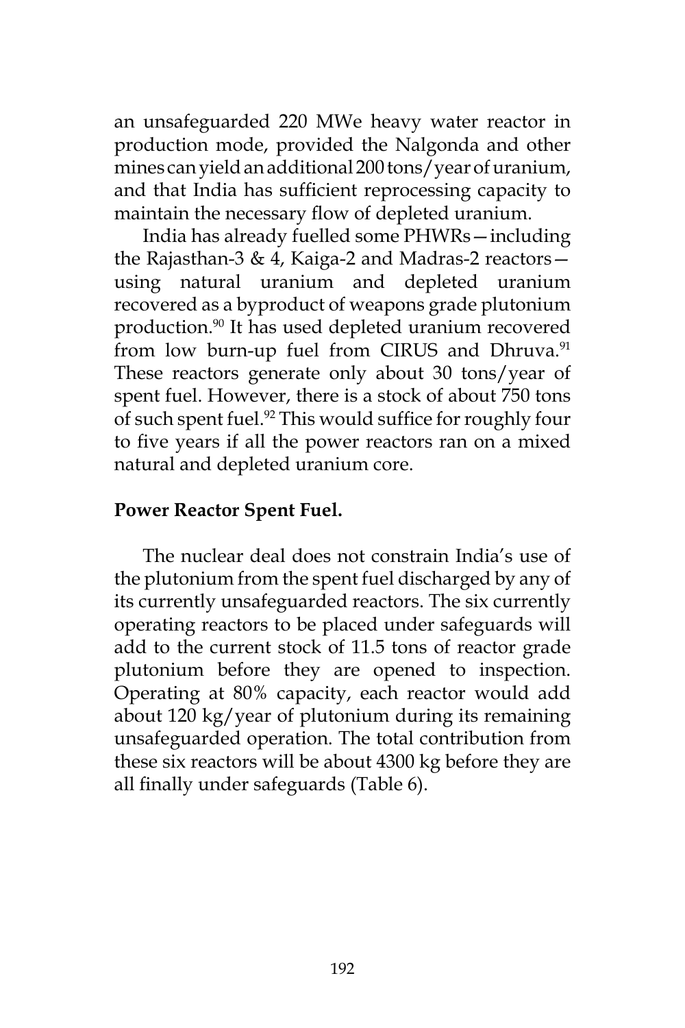an unsafeguarded 220 MWe heavy water reactor in production mode, provided the Nalgonda and other mines can yield an additional 200 tons/year of uranium, and that India has sufficient reprocessing capacity to maintain the necessary flow of depleted uranium.

India has already fuelled some PHWRs—including the Rajasthan-3 & 4, Kaiga-2 and Madras-2 reactors—using natural uranium and depleted uranium recovered as a byproduct of weapons grade plutonium production.[90] It has used depleted uranium recovered from low burn-up fuel from CIRUS and Dhruva.[91] These reactors generate only about 30 tons/year of spent fuel. However, there is a stock of about 750 tons of such spent fuel.[92] This would suffice for roughly four to five years if all the power reactors ran on a mixed natural and depleted uranium core.

**Power Reactor Spent Fuel.**

The nuclear deal does not constrain India's use of the plutonium from the spent fuel discharged by any of its currently unsafeguarded reactors. The six currently operating reactors to be placed under safeguards will add to the current stock of 11.5 tons of reactor grade plutonium before they are opened to inspection. Operating at 80% capacity, each reactor would add about 120 kg/year of plutonium during its remaining unsafeguarded operation. The total contribution from these six reactors will be about 4300 kg before they are all finally under safeguards (Table 6).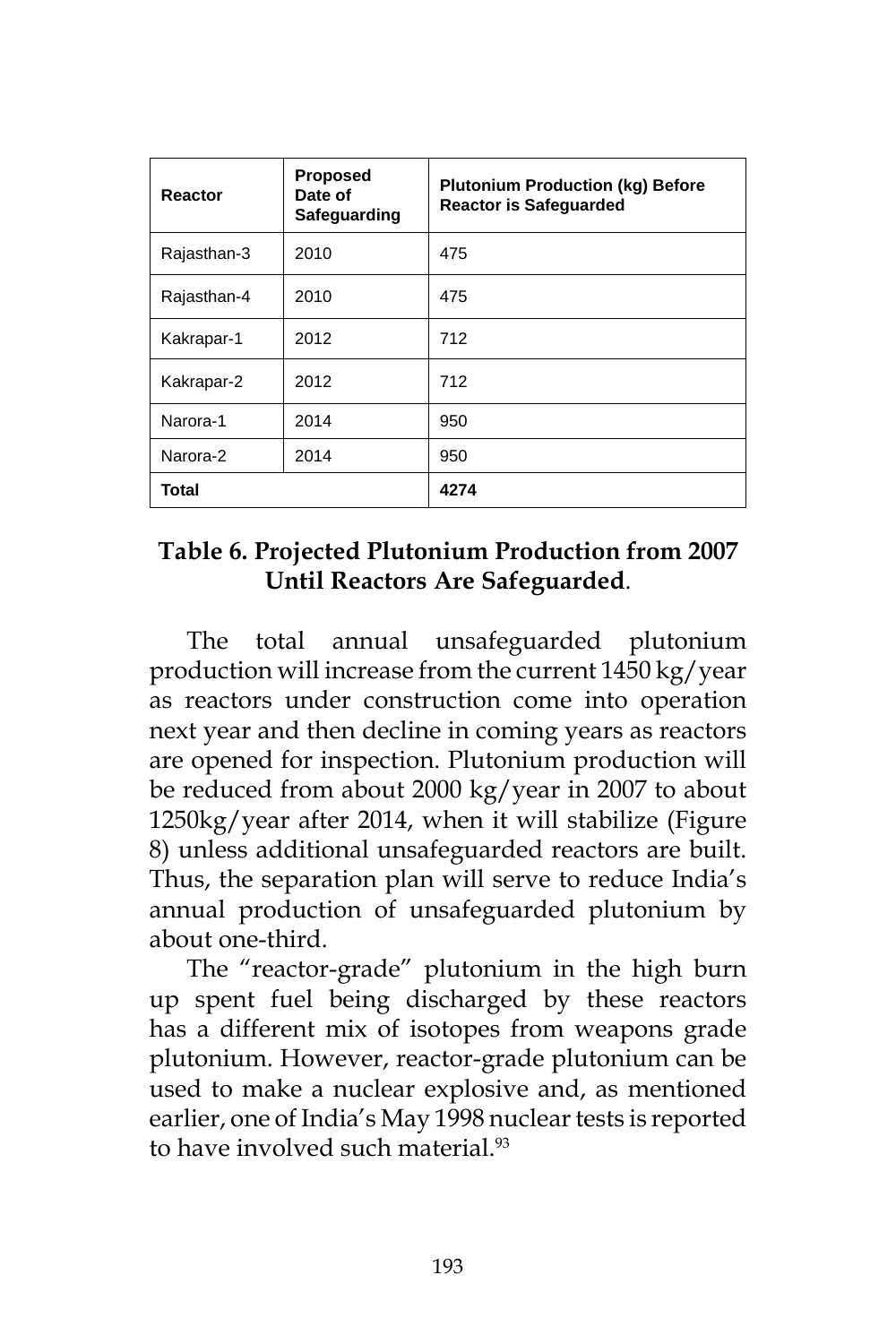| Reactor | Proposed Date of Safeguarding | Plutonium Production (kg) Before Reactor is Safeguarded |
|---|---|---|
| Rajasthan-3 | 2010 | 475 |
| Rajasthan-4 | 2010 | 475 |
| Kakrapar-1 | 2012 | 712 |
| Kakrapar-2 | 2012 | 712 |
| Narora-1 | 2014 | 950 |
| Narora-2 | 2014 | 950 |
| **Total** | | **4274** |

**Table 6. Projected Plutonium Production from 2007 Until Reactors Are Safeguarded**.

The total annual unsafeguarded plutonium production will increase from the current 1450 kg/year as reactors under construction come into operation next year and then decline in coming years as reactors are opened for inspection. Plutonium production will be reduced from about 2000 kg/year in 2007 to about 1250kg/year after 2014, when it will stabilize (Figure 8) unless additional unsafeguarded reactors are built. Thus, the separation plan will serve to reduce India's annual production of unsafeguarded plutonium by about one-third.

The "reactor-grade" plutonium in the high burn up spent fuel being discharged by these reactors has a different mix of isotopes from weapons grade plutonium. However, reactor-grade plutonium can be used to make a nuclear explosive and, as mentioned earlier, one of India's May 1998 nuclear tests is reported to have involved such material.[93]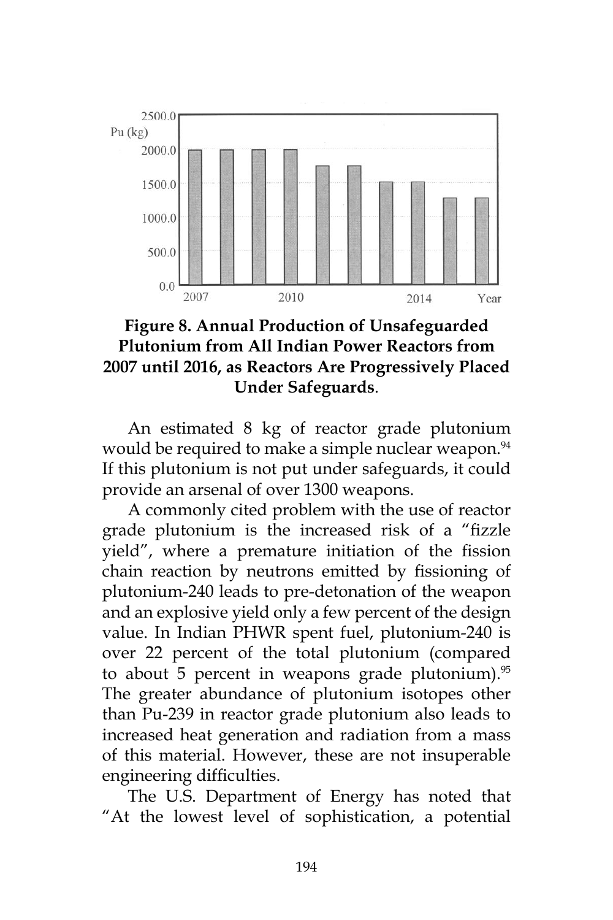**Figure 8. Annual Production of Unsafeguarded Plutonium from All Indian Power Reactors from 2007 until 2016, as Reactors Are Progressively Placed Under Safeguards**.

An estimated 8 kg of reactor grade plutonium would be required to make a simple nuclear weapon.[94] If this plutonium is not put under safeguards, it could provide an arsenal of over 1300 weapons.

A commonly cited problem with the use of reactor grade plutonium is the increased risk of a "fizzle yield", where a premature initiation of the fission chain reaction by neutrons emitted by fissioning of plutonium-240 leads to pre-detonation of the weapon and an explosive yield only a few percent of the design value. In Indian PHWR spent fuel, plutonium-240 is over 22 percent of the total plutonium (compared to about 5 percent in weapons grade plutonium).[95] The greater abundance of plutonium isotopes other than Pu-239 in reactor grade plutonium also leads to increased heat generation and radiation from a mass of this material. However, these are not insuperable engineering difficulties.

The U.S. Department of Energy has noted that "At the lowest level of sophistication, a potential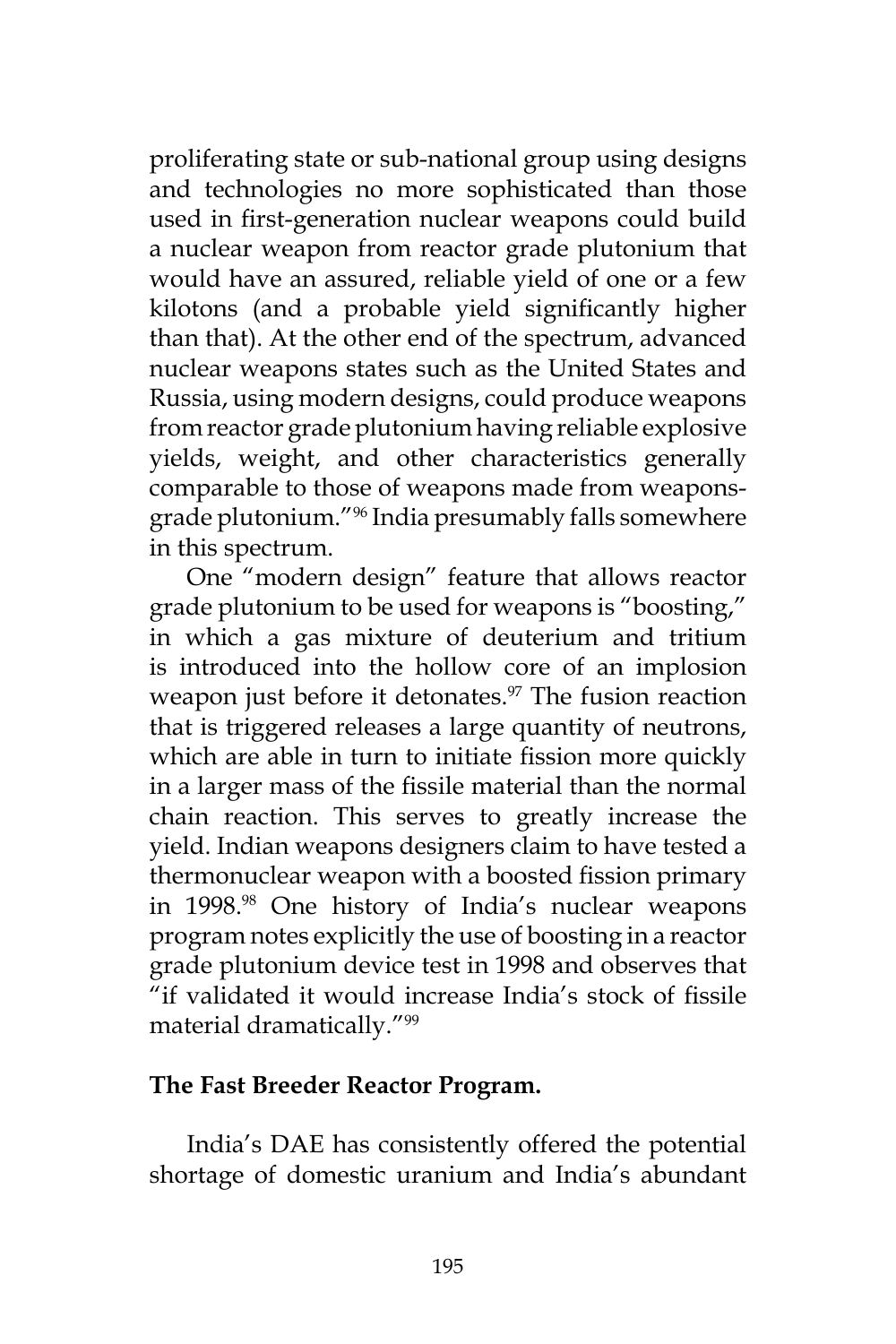proliferating state or sub-national group using designs and technologies no more sophisticated than those used in first-generation nuclear weapons could build a nuclear weapon from reactor grade plutonium that would have an assured, reliable yield of one or a few kilotons (and a probable yield significantly higher than that). At the other end of the spectrum, advanced nuclear weapons states such as the United States and Russia, using modern designs, could produce weapons from reactor grade plutonium having reliable explosive yields, weight, and other characteristics generally comparable to those of weapons made from weapons-grade plutonium."[96] India presumably falls somewhere in this spectrum.

One "modern design" feature that allows reactor grade plutonium to be used for weapons is "boosting," in which a gas mixture of deuterium and tritium is introduced into the hollow core of an implosion weapon just before it detonates.[97] The fusion reaction that is triggered releases a large quantity of neutrons, which are able in turn to initiate fission more quickly in a larger mass of the fissile material than the normal chain reaction. This serves to greatly increase the yield. Indian weapons designers claim to have tested a thermonuclear weapon with a boosted fission primary in 1998.[98] One history of India's nuclear weapons program notes explicitly the use of boosting in a reactor grade plutonium device test in 1998 and observes that "if validated it would increase India's stock of fissile material dramatically."[99]

**The Fast Breeder Reactor Program.**

India's DAE has consistently offered the potential shortage of domestic uranium and India's abundant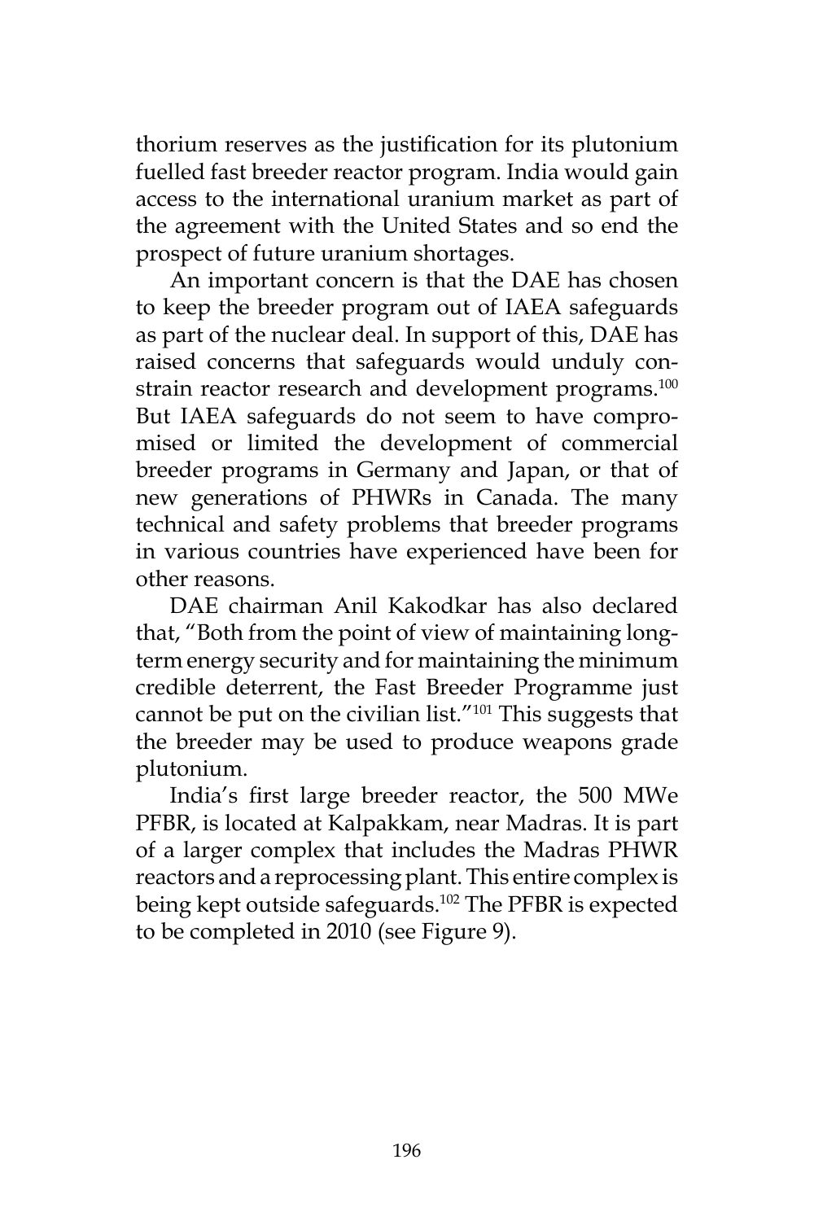thorium reserves as the justification for its plutonium fuelled fast breeder reactor program. India would gain access to the international uranium market as part of the agreement with the United States and so end the prospect of future uranium shortages.

An important concern is that the DAE has chosen to keep the breeder program out of IAEA safeguards as part of the nuclear deal. In support of this, DAE has raised concerns that safeguards would unduly constrain reactor research and development programs.[100] But IAEA safeguards do not seem to have compromised or limited the development of commercial breeder programs in Germany and Japan, or that of new generations of PHWRs in Canada. The many technical and safety problems that breeder programs in various countries have experienced have been for other reasons.

DAE chairman Anil Kakodkar has also declared that, "Both from the point of view of maintaining long-term energy security and for maintaining the minimum credible deterrent, the Fast Breeder Programme just cannot be put on the civilian list."[101] This suggests that the breeder may be used to produce weapons grade plutonium.

India's first large breeder reactor, the 500 MWe PFBR, is located at Kalpakkam, near Madras. It is part of a larger complex that includes the Madras PHWR reactors and a reprocessing plant. This entire complex is being kept outside safeguards.[102] The PFBR is expected to be completed in 2010 (see Figure 9).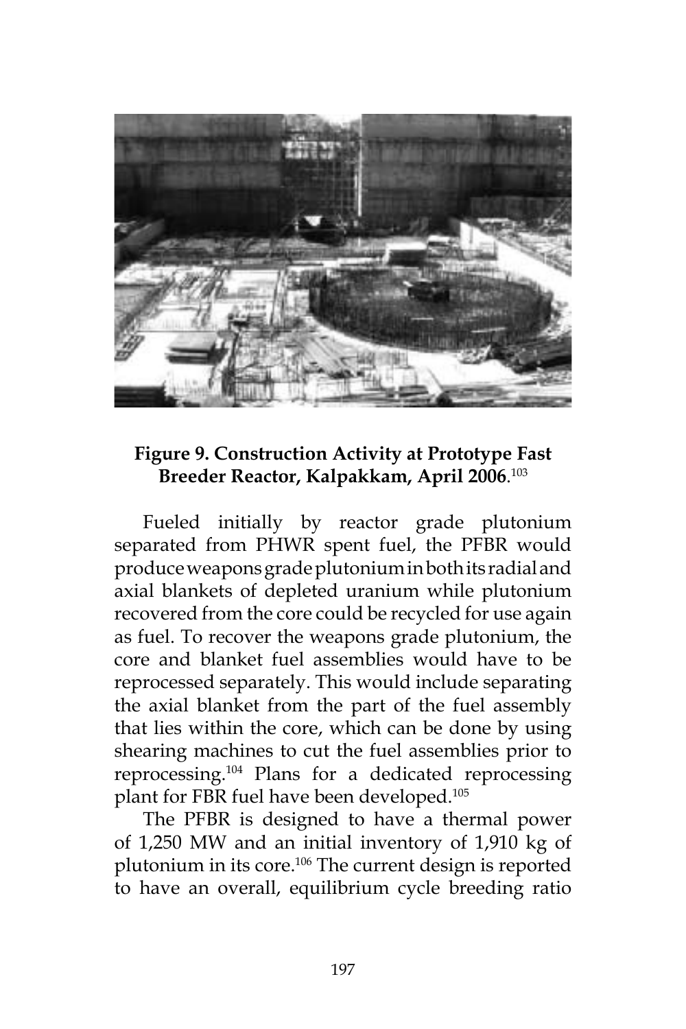**Figure 9. Construction Activity at Prototype Fast Breeder Reactor, Kalpakkam, April 2006**.[103]

Fueled initially by reactor grade plutonium separated from PHWR spent fuel, the PFBR would produce weapons grade plutonium in both its radial and axial blankets of depleted uranium while plutonium recovered from the core could be recycled for use again as fuel. To recover the weapons grade plutonium, the core and blanket fuel assemblies would have to be reprocessed separately. This would include separating the axial blanket from the part of the fuel assembly that lies within the core, which can be done by using shearing machines to cut the fuel assemblies prior to reprocessing.[104] Plans for a dedicated reprocessing plant for FBR fuel have been developed.[105]

The PFBR is designed to have a thermal power of 1,250 MW and an initial inventory of 1,910 kg of plutonium in its core.[106] The current design is reported to have an overall, equilibrium cycle breeding ratio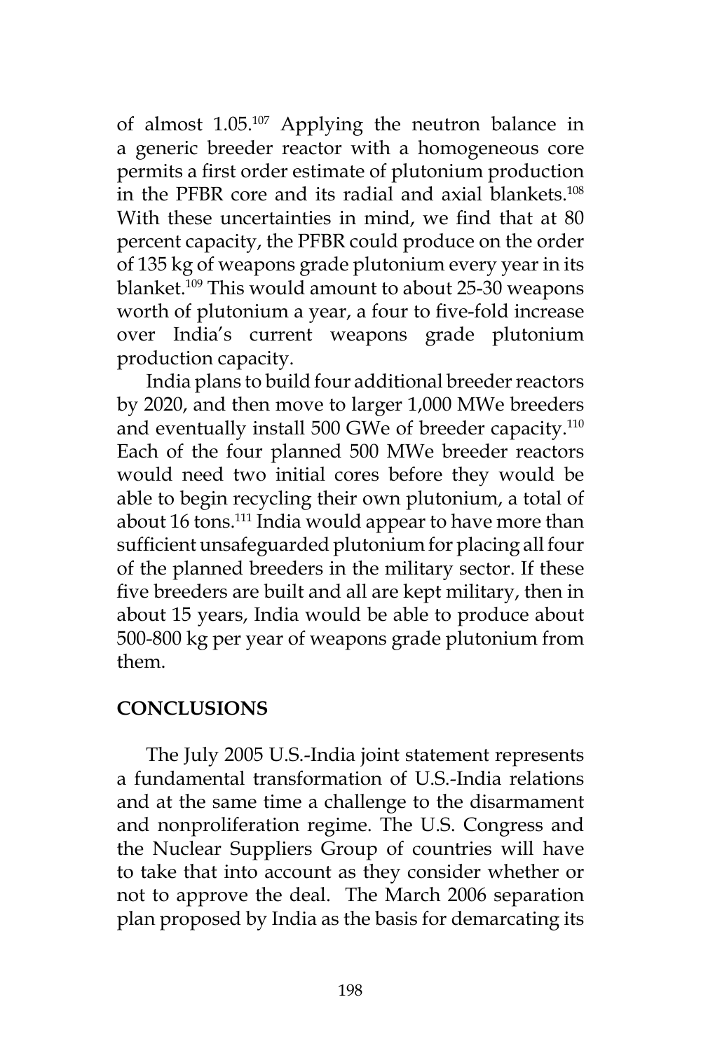of almost 1.05.[107] Applying the neutron balance in a generic breeder reactor with a homogeneous core permits a first order estimate of plutonium production in the PFBR core and its radial and axial blankets.[108] With these uncertainties in mind, we find that at 80 percent capacity, the PFBR could produce on the order of 135 kg of weapons grade plutonium every year in its blanket.[109] This would amount to about 25-30 weapons worth of plutonium a year, a four to five-fold increase over India's current weapons grade plutonium production capacity.

India plans to build four additional breeder reactors by 2020, and then move to larger 1,000 MWe breeders and eventually install 500 GWe of breeder capacity.[110] Each of the four planned 500 MWe breeder reactors would need two initial cores before they would be able to begin recycling their own plutonium, a total of about 16 tons.[111] India would appear to have more than sufficient unsafeguarded plutonium for placing all four of the planned breeders in the military sector. If these five breeders are built and all are kept military, then in about 15 years, India would be able to produce about 500-800 kg per year of weapons grade plutonium from them.

## CONCLUSIONS

The July 2005 U.S.-India joint statement represents a fundamental transformation of U.S.-India relations and at the same time a challenge to the disarmament and nonproliferation regime. The U.S. Congress and the Nuclear Suppliers Group of countries will have to take that into account as they consider whether or not to approve the deal. The March 2006 separation plan proposed by India as the basis for demarcating its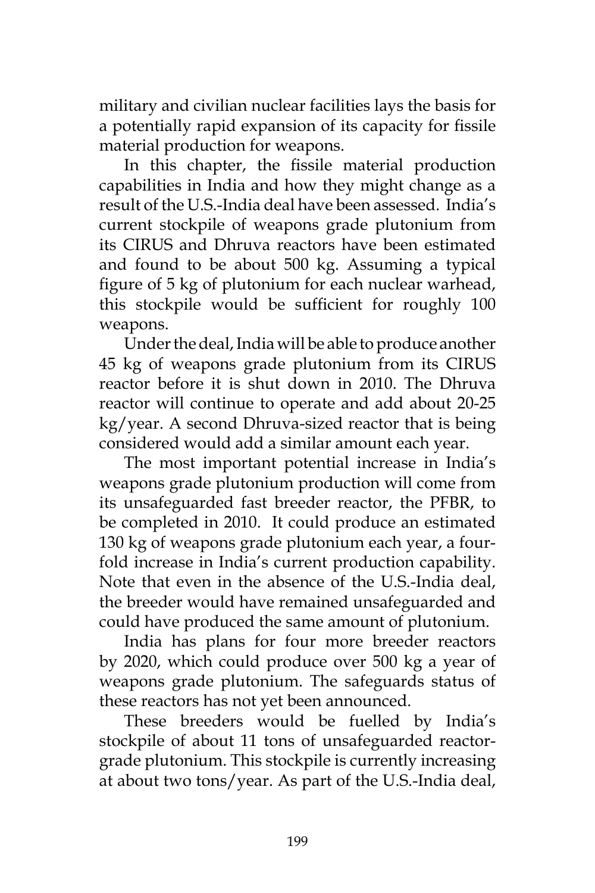military and civilian nuclear facilities lays the basis for a potentially rapid expansion of its capacity for fissile material production for weapons.

In this chapter, the fissile material production capabilities in India and how they might change as a result of the U.S.-India deal have been assessed. India's current stockpile of weapons grade plutonium from its CIRUS and Dhruva reactors have been estimated and found to be about 500 kg. Assuming a typical figure of 5 kg of plutonium for each nuclear warhead, this stockpile would be sufficient for roughly 100 weapons.

Under the deal, India will be able to produce another 45 kg of weapons grade plutonium from its CIRUS reactor before it is shut down in 2010. The Dhruva reactor will continue to operate and add about 20-25 kg/year. A second Dhruva-sized reactor that is being considered would add a similar amount each year.

The most important potential increase in India's weapons grade plutonium production will come from its unsafeguarded fast breeder reactor, the PFBR, to be completed in 2010. It could produce an estimated 130 kg of weapons grade plutonium each year, a four-fold increase in India's current production capability. Note that even in the absence of the U.S.-India deal, the breeder would have remained unsafeguarded and could have produced the same amount of plutonium.

India has plans for four more breeder reactors by 2020, which could produce over 500 kg a year of weapons grade plutonium. The safeguards status of these reactors has not yet been announced.

These breeders would be fuelled by India's stockpile of about 11 tons of unsafeguarded reactor-grade plutonium. This stockpile is currently increasing at about two tons/year. As part of the U.S.-India deal,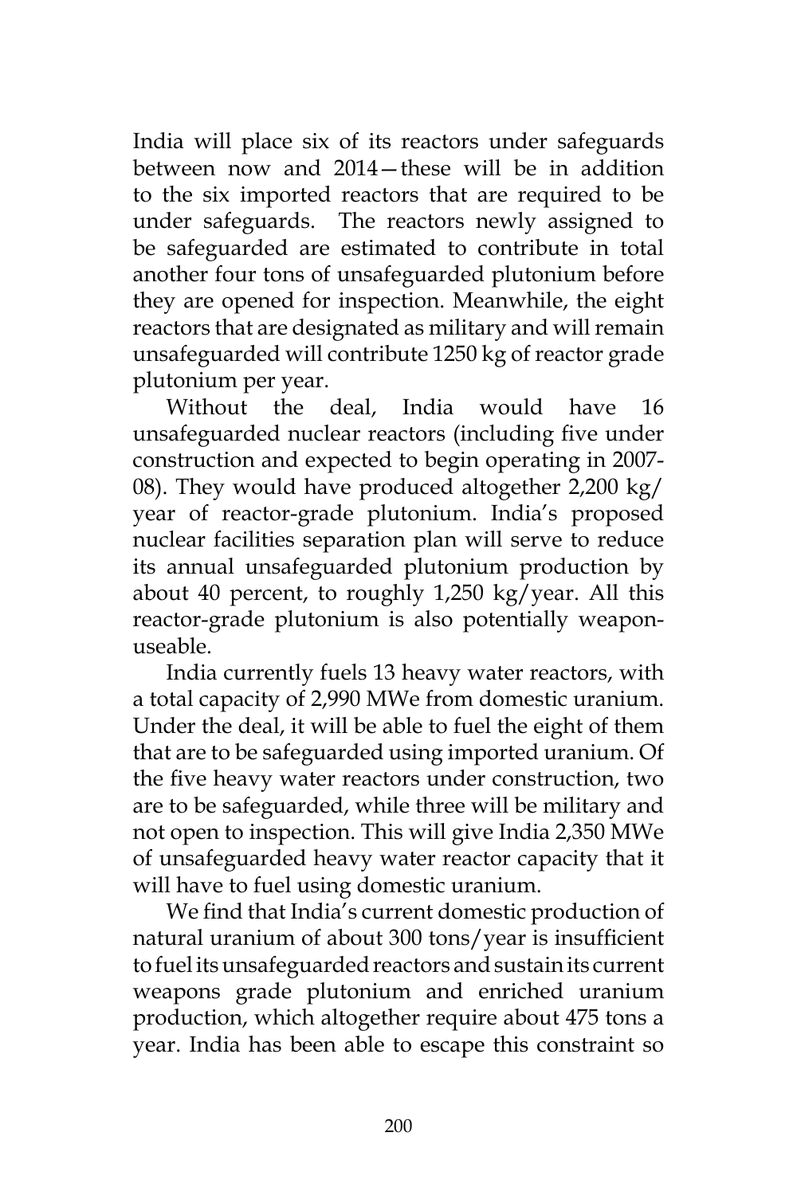India will place six of its reactors under safeguards between now and 2014—these will be in addition to the six imported reactors that are required to be under safeguards. The reactors newly assigned to be safeguarded are estimated to contribute in total another four tons of unsafeguarded plutonium before they are opened for inspection. Meanwhile, the eight reactors that are designated as military and will remain unsafeguarded will contribute 1250 kg of reactor grade plutonium per year.

Without the deal, India would have 16 unsafeguarded nuclear reactors (including five under construction and expected to begin operating in 2007-08). They would have produced altogether 2,200 kg/year of reactor-grade plutonium. India's proposed nuclear facilities separation plan will serve to reduce its annual unsafeguarded plutonium production by about 40 percent, to roughly 1,250 kg/year. All this reactor-grade plutonium is also potentially weapon-useable.

India currently fuels 13 heavy water reactors, with a total capacity of 2,990 MWe from domestic uranium. Under the deal, it will be able to fuel the eight of them that are to be safeguarded using imported uranium. Of the five heavy water reactors under construction, two are to be safeguarded, while three will be military and not open to inspection. This will give India 2,350 MWe of unsafeguarded heavy water reactor capacity that it will have to fuel using domestic uranium.

We find that India's current domestic production of natural uranium of about 300 tons/year is insufficient to fuel its unsafeguarded reactors and sustain its current weapons grade plutonium and enriched uranium production, which altogether require about 475 tons a year. India has been able to escape this constraint so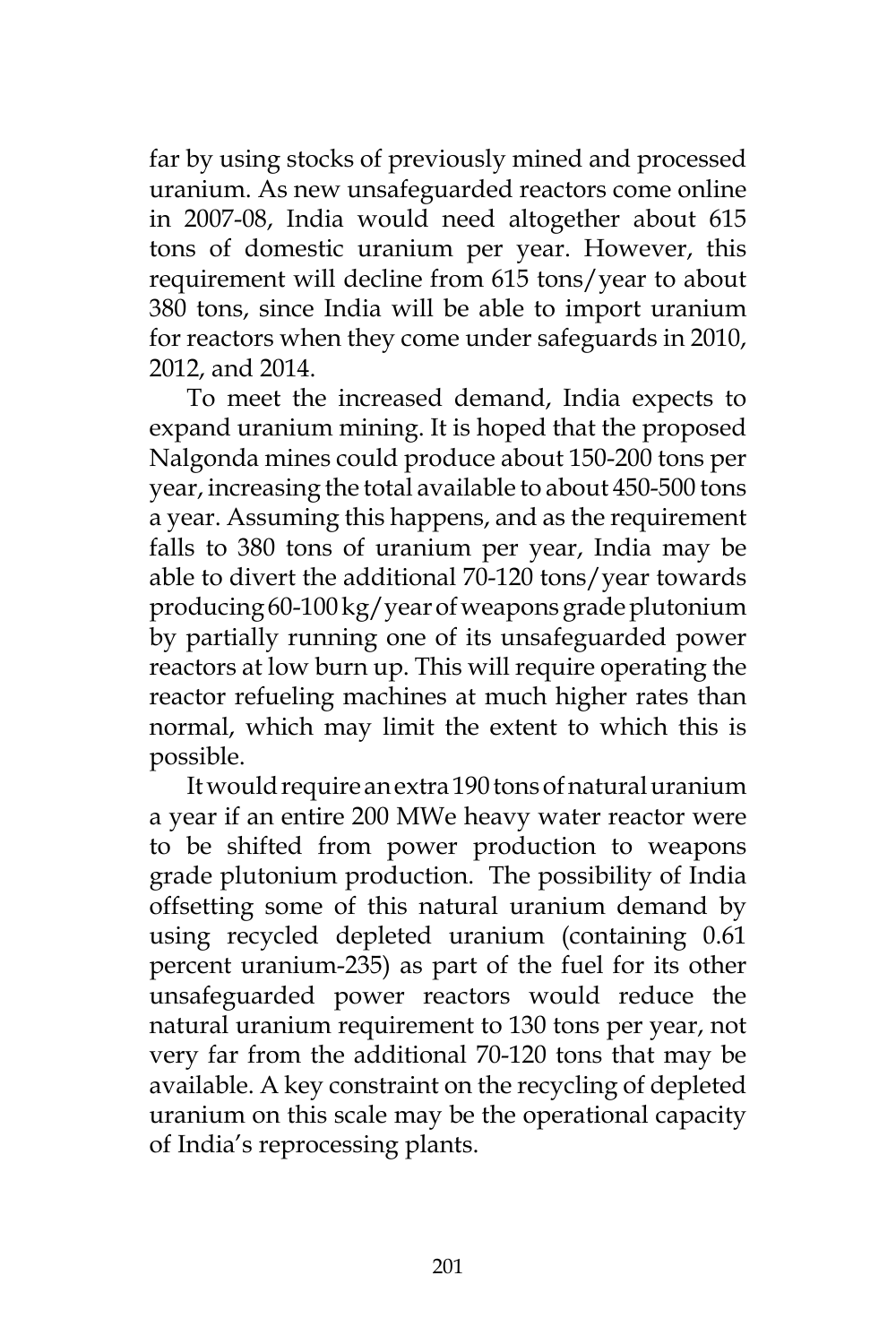far by using stocks of previously mined and processed uranium. As new unsafeguarded reactors come online in 2007-08, India would need altogether about 615 tons of domestic uranium per year. However, this requirement will decline from 615 tons/year to about 380 tons, since India will be able to import uranium for reactors when they come under safeguards in 2010, 2012, and 2014.

To meet the increased demand, India expects to expand uranium mining. It is hoped that the proposed Nalgonda mines could produce about 150-200 tons per year, increasing the total available to about 450-500 tons a year. Assuming this happens, and as the requirement falls to 380 tons of uranium per year, India may be able to divert the additional 70-120 tons/year towards producing 60-100 kg/year of weapons grade plutonium by partially running one of its unsafeguarded power reactors at low burn up. This will require operating the reactor refueling machines at much higher rates than normal, which may limit the extent to which this is possible.

It would require an extra 190 tons of natural uranium a year if an entire 200 MWe heavy water reactor were to be shifted from power production to weapons grade plutonium production. The possibility of India offsetting some of this natural uranium demand by using recycled depleted uranium (containing 0.61 percent uranium-235) as part of the fuel for its other unsafeguarded power reactors would reduce the natural uranium requirement to 130 tons per year, not very far from the additional 70-120 tons that may be available. A key constraint on the recycling of depleted uranium on this scale may be the operational capacity of India's reprocessing plants.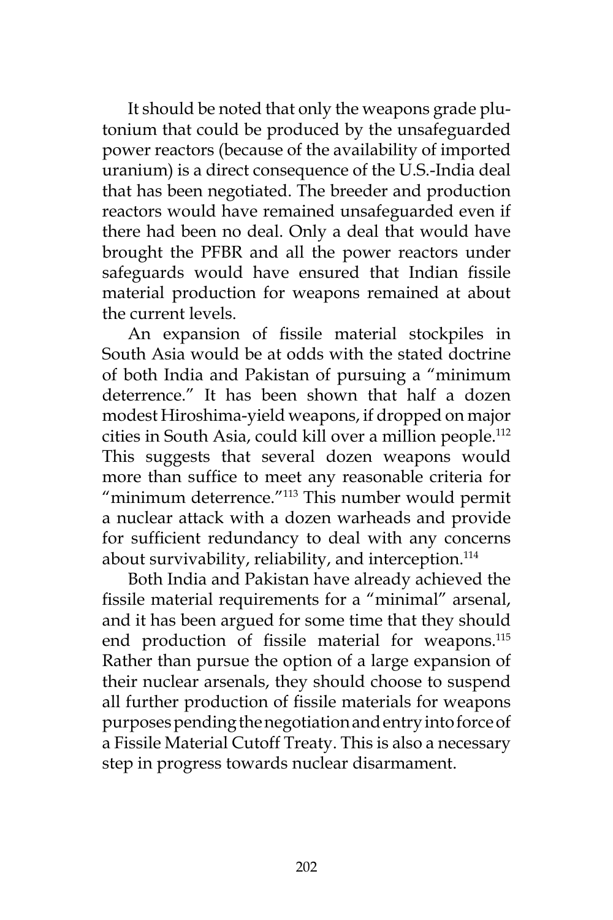It should be noted that only the weapons grade plutonium that could be produced by the unsafeguarded power reactors (because of the availability of imported uranium) is a direct consequence of the U.S.-India deal that has been negotiated. The breeder and production reactors would have remained unsafeguarded even if there had been no deal. Only a deal that would have brought the PFBR and all the power reactors under safeguards would have ensured that Indian fissile material production for weapons remained at about the current levels.

An expansion of fissile material stockpiles in South Asia would be at odds with the stated doctrine of both India and Pakistan of pursuing a "minimum deterrence." It has been shown that half a dozen modest Hiroshima-yield weapons, if dropped on major cities in South Asia, could kill over a million people.[112] This suggests that several dozen weapons would more than suffice to meet any reasonable criteria for "minimum deterrence."[113] This number would permit a nuclear attack with a dozen warheads and provide for sufficient redundancy to deal with any concerns about survivability, reliability, and interception.[114]

Both India and Pakistan have already achieved the fissile material requirements for a "minimal" arsenal, and it has been argued for some time that they should end production of fissile material for weapons.[115] Rather than pursue the option of a large expansion of their nuclear arsenals, they should choose to suspend all further production of fissile materials for weapons purposes pending the negotiation and entry into force of a Fissile Material Cutoff Treaty. This is also a necessary step in progress towards nuclear disarmament.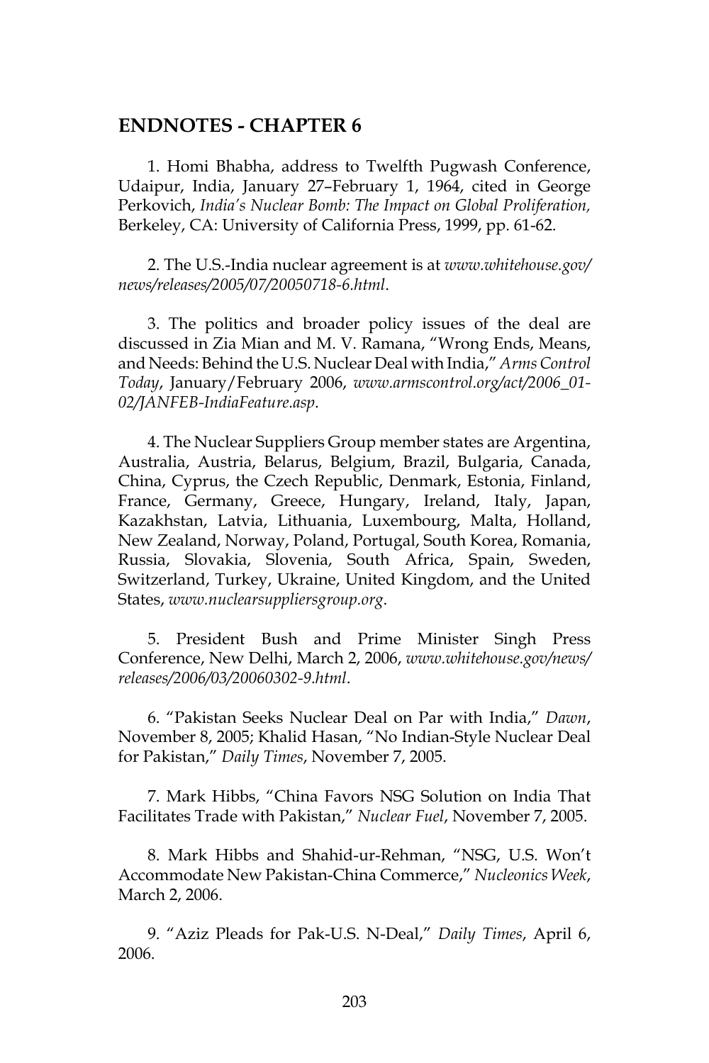## ENDNOTES - CHAPTER 6

1. Homi Bhabha, address to Twelfth Pugwash Conference, Udaipur, India, January 27–February 1, 1964, cited in George Perkovich, *India's Nuclear Bomb: The Impact on Global Proliferation,* Berkeley, CA: University of California Press, 1999, pp. 61-62.

2. The U.S.-India nuclear agreement is at *www.whitehouse.gov/news/releases/2005/07/20050718-6.html*.

3. The politics and broader policy issues of the deal are discussed in Zia Mian and M. V. Ramana, "Wrong Ends, Means, and Needs: Behind the U.S. Nuclear Deal with India," *Arms Control Today*, January/February 2006, *www.armscontrol.org/act/2006_01-02/JANFEB-IndiaFeature.asp*.

4. The Nuclear Suppliers Group member states are Argentina, Australia, Austria, Belarus, Belgium, Brazil, Bulgaria, Canada, China, Cyprus, the Czech Republic, Denmark, Estonia, Finland, France, Germany, Greece, Hungary, Ireland, Italy, Japan, Kazakhstan, Latvia, Lithuania, Luxembourg, Malta, Holland, New Zealand, Norway, Poland, Portugal, South Korea, Romania, Russia, Slovakia, Slovenia, South Africa, Spain, Sweden, Switzerland, Turkey, Ukraine, United Kingdom, and the United States, *www.nuclearsuppliersgroup.org*.

5. President Bush and Prime Minister Singh Press Conference, New Delhi, March 2, 2006, *www.whitehouse.gov/news/releases/2006/03/20060302-9.html*.

6. "Pakistan Seeks Nuclear Deal on Par with India," *Dawn*, November 8, 2005; Khalid Hasan, "No Indian-Style Nuclear Deal for Pakistan," *Daily Times*, November 7, 2005.

7. Mark Hibbs, "China Favors NSG Solution on India That Facilitates Trade with Pakistan," *Nuclear Fuel*, November 7, 2005.

8. Mark Hibbs and Shahid-ur-Rehman, "NSG, U.S. Won't Accommodate New Pakistan-China Commerce," *Nucleonics Week*, March 2, 2006.

9. "Aziz Pleads for Pak-U.S. N-Deal," *Daily Times*, April 6, 2006.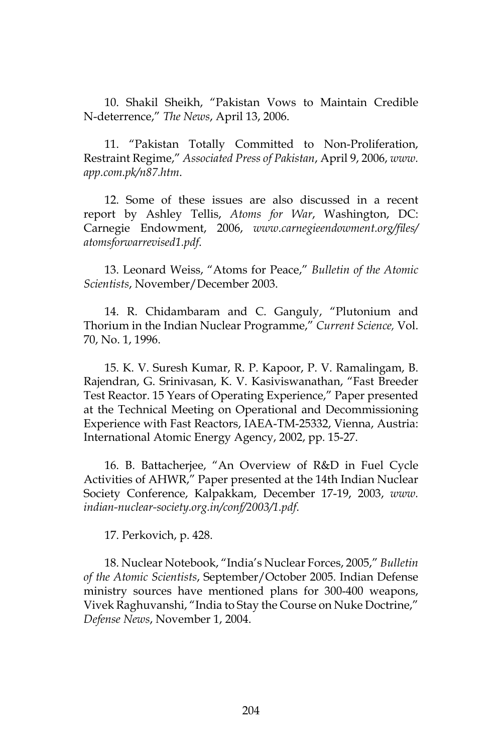10. Shakil Sheikh, "Pakistan Vows to Maintain Credible N-deterrence," *The News*, April 13, 2006.

11. "Pakistan Totally Committed to Non-Proliferation, Restraint Regime," *Associated Press of Pakistan*, April 9, 2006, *www.app.com.pk/n87.htm*.

12. Some of these issues are also discussed in a recent report by Ashley Tellis, *Atoms for War*, Washington, DC: Carnegie Endowment, 2006, *www.carnegieendowment.org/files/atomsforwarrevised1.pdf*.

13. Leonard Weiss, "Atoms for Peace," *Bulletin of the Atomic Scientists*, November/December 2003.

14. R. Chidambaram and C. Ganguly, "Plutonium and Thorium in the Indian Nuclear Programme," *Current Science,* Vol. 70, No. 1, 1996.

15. K. V. Suresh Kumar, R. P. Kapoor, P. V. Ramalingam, B. Rajendran, G. Srinivasan, K. V. Kasiviswanathan, "Fast Breeder Test Reactor. 15 Years of Operating Experience," Paper presented at the Technical Meeting on Operational and Decommissioning Experience with Fast Reactors, IAEA-TM-25332, Vienna, Austria: International Atomic Energy Agency, 2002, pp. 15-27.

16. B. Battacherjee, "An Overview of R&D in Fuel Cycle Activities of AHWR," Paper presented at the 14th Indian Nuclear Society Conference, Kalpakkam, December 17-19, 2003, *www.indian-nuclear-society.org.in/conf/2003/1.pdf*.

17. Perkovich, p. 428.

18. Nuclear Notebook, "India's Nuclear Forces, 2005," *Bulletin of the Atomic Scientists*, September/October 2005. Indian Defense ministry sources have mentioned plans for 300-400 weapons, Vivek Raghuvanshi, "India to Stay the Course on Nuke Doctrine," *Defense News*, November 1, 2004.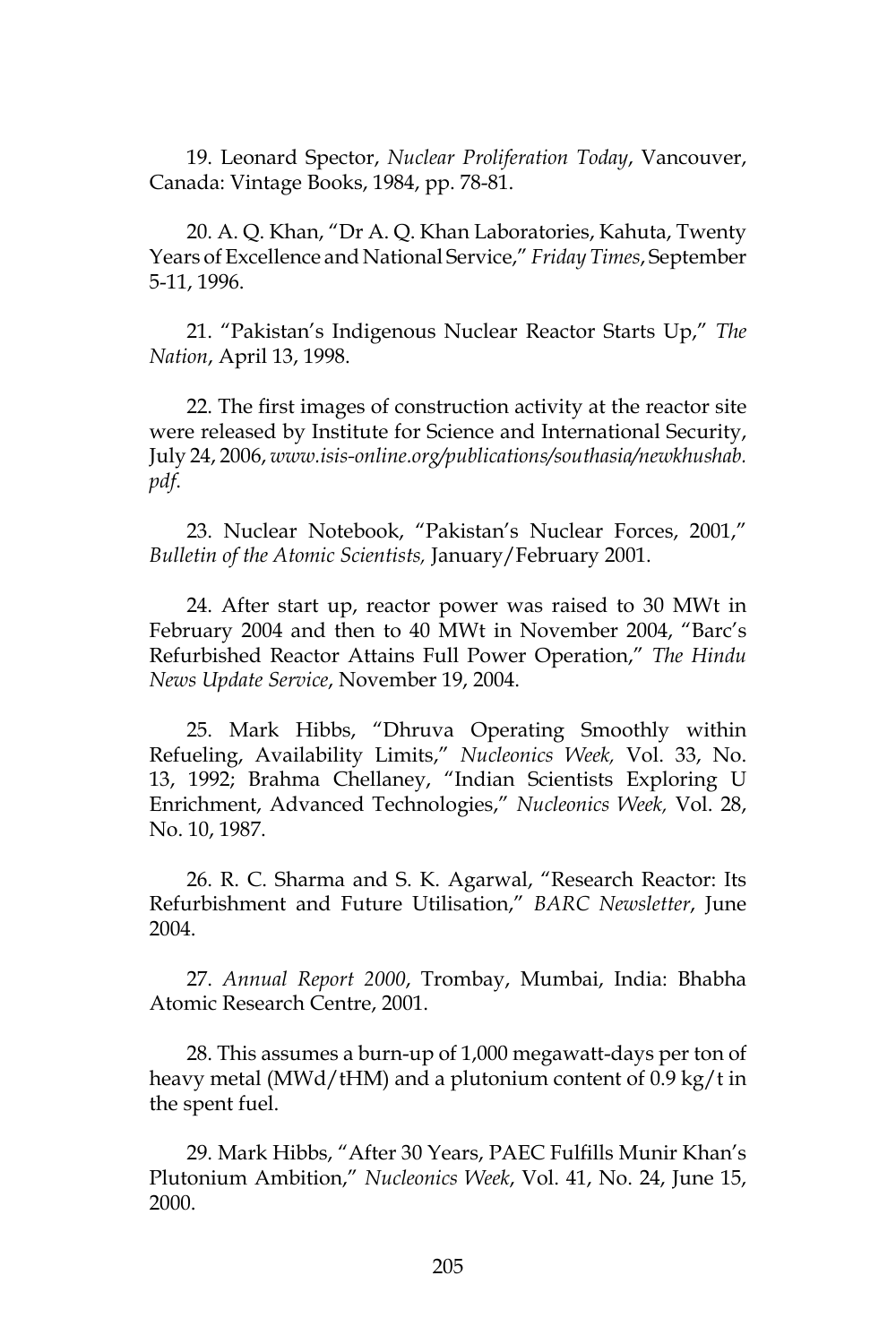19. Leonard Spector, *Nuclear Proliferation Today*, Vancouver, Canada: Vintage Books, 1984, pp. 78-81.

20. A. Q. Khan, "Dr A. Q. Khan Laboratories, Kahuta, Twenty Years of Excellence and National Service," *Friday Times*, September 5-11, 1996.

21. "Pakistan's Indigenous Nuclear Reactor Starts Up," *The Nation*, April 13, 1998.

22. The first images of construction activity at the reactor site were released by Institute for Science and International Security, July 24, 2006, *www.isis-online.org/publications/southasia/newkhushab.pdf*.

23. Nuclear Notebook, "Pakistan's Nuclear Forces, 2001," *Bulletin of the Atomic Scientists,* January/February 2001.

24. After start up, reactor power was raised to 30 MWt in February 2004 and then to 40 MWt in November 2004, "Barc's Refurbished Reactor Attains Full Power Operation," *The Hindu News Update Service*, November 19, 2004.

25. Mark Hibbs, "Dhruva Operating Smoothly within Refueling, Availability Limits," *Nucleonics Week,* Vol. 33, No. 13, 1992; Brahma Chellaney, "Indian Scientists Exploring U Enrichment, Advanced Technologies," *Nucleonics Week,* Vol. 28, No. 10, 1987.

26. R. C. Sharma and S. K. Agarwal, "Research Reactor: Its Refurbishment and Future Utilisation," *BARC Newsletter*, June 2004.

27. *Annual Report 2000*, Trombay, Mumbai, India: Bhabha Atomic Research Centre, 2001.

28. This assumes a burn-up of 1,000 megawatt-days per ton of heavy metal (MWd/tHM) and a plutonium content of 0.9 kg/t in the spent fuel.

29. Mark Hibbs, "After 30 Years, PAEC Fulfills Munir Khan's Plutonium Ambition," *Nucleonics Week*, Vol. 41, No. 24, June 15, 2000.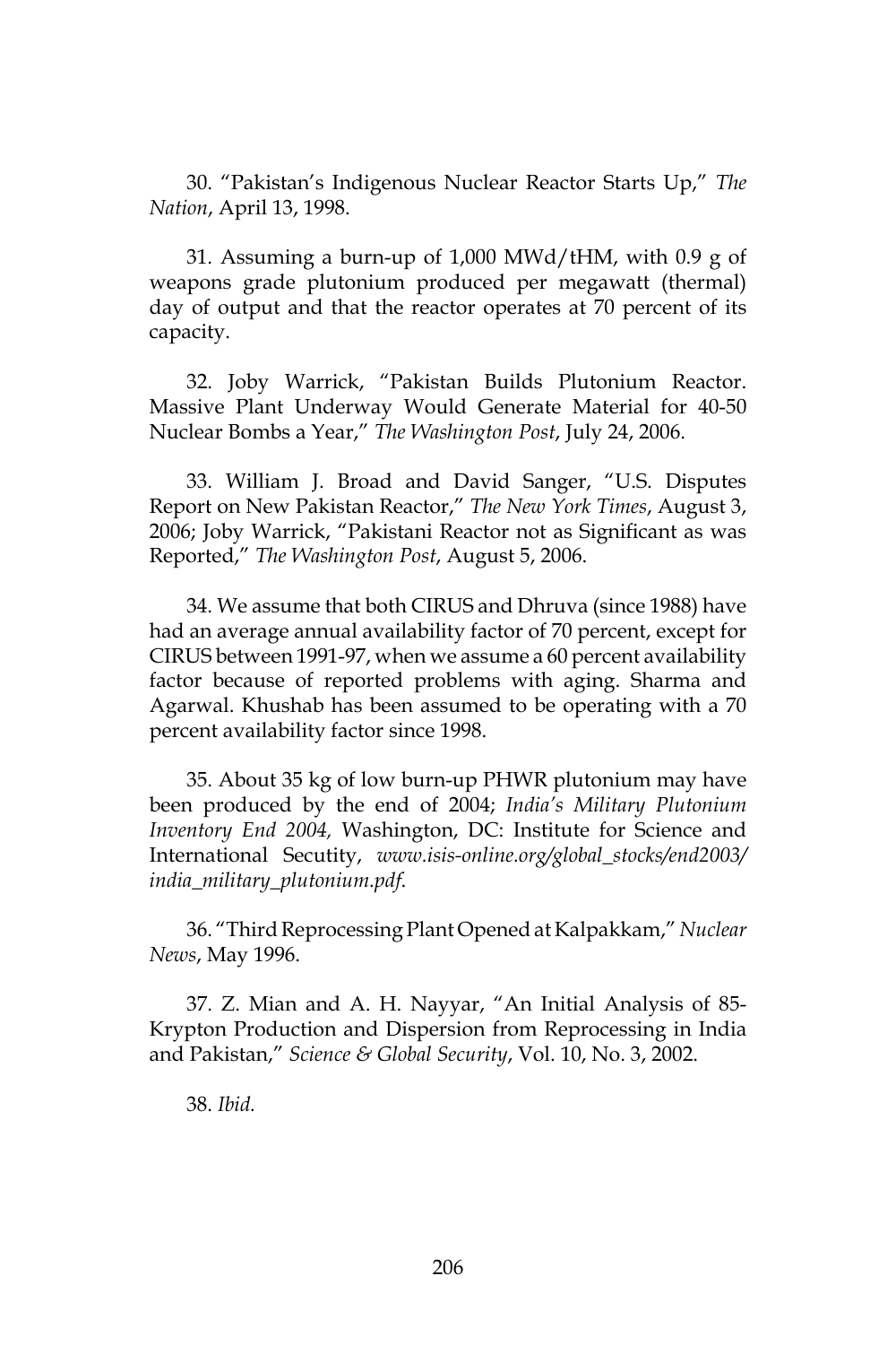30. "Pakistan's Indigenous Nuclear Reactor Starts Up," *The Nation*, April 13, 1998.

31. Assuming a burn-up of 1,000 MWd/tHM, with 0.9 g of weapons grade plutonium produced per megawatt (thermal) day of output and that the reactor operates at 70 percent of its capacity.

32. Joby Warrick, "Pakistan Builds Plutonium Reactor. Massive Plant Underway Would Generate Material for 40-50 Nuclear Bombs a Year," *The Washington Post*, July 24, 2006.

33. William J. Broad and David Sanger, "U.S. Disputes Report on New Pakistan Reactor," *The New York Times*, August 3, 2006; Joby Warrick, "Pakistani Reactor not as Significant as was Reported," *The Washington Post*, August 5, 2006.

34. We assume that both CIRUS and Dhruva (since 1988) have had an average annual availability factor of 70 percent, except for CIRUS between 1991-97, when we assume a 60 percent availability factor because of reported problems with aging. Sharma and Agarwal. Khushab has been assumed to be operating with a 70 percent availability factor since 1998.

35. About 35 kg of low burn-up PHWR plutonium may have been produced by the end of 2004; *India's Military Plutonium Inventory End 2004,* Washington, DC: Institute for Science and International Secutity, *www.isis-online.org/global_stocks/end2003/india_military_plutonium.pdf*.

36. "Third Reprocessing Plant Opened at Kalpakkam," *Nuclear News*, May 1996.

37. Z. Mian and A. H. Nayyar, "An Initial Analysis of 85-Krypton Production and Dispersion from Reprocessing in India and Pakistan," *Science & Global Security*, Vol. 10, No. 3, 2002.

38. *Ibid.*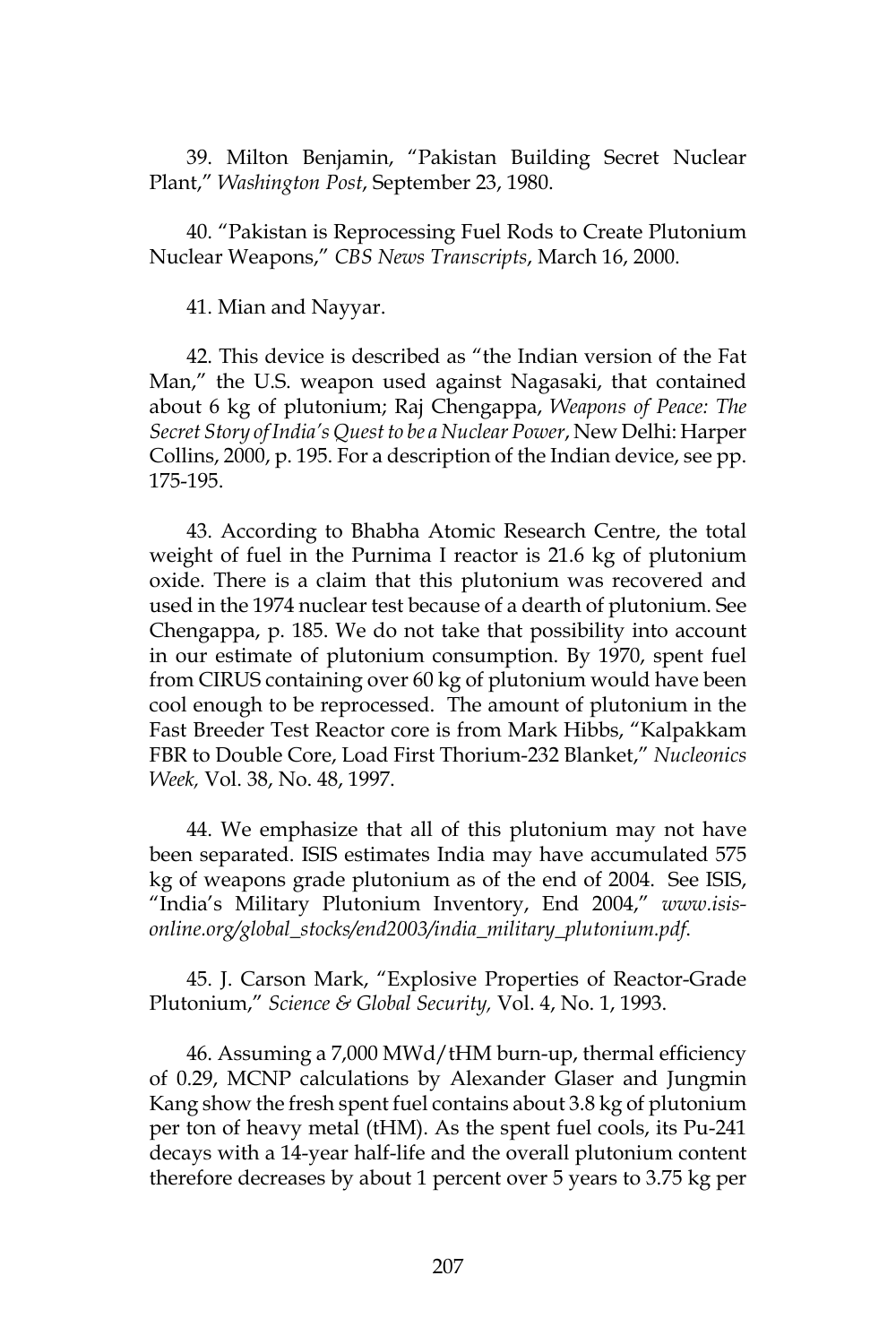39. Milton Benjamin, "Pakistan Building Secret Nuclear Plant," *Washington Post*, September 23, 1980.

40. "Pakistan is Reprocessing Fuel Rods to Create Plutonium Nuclear Weapons," *CBS News Transcripts*, March 16, 2000.

41. Mian and Nayyar.

42. This device is described as "the Indian version of the Fat Man," the U.S. weapon used against Nagasaki, that contained about 6 kg of plutonium; Raj Chengappa, *Weapons of Peace: The Secret Story of India's Quest to be a Nuclear Power*, New Delhi: Harper Collins, 2000, p. 195. For a description of the Indian device, see pp. 175-195.

43. According to Bhabha Atomic Research Centre, the total weight of fuel in the Purnima I reactor is 21.6 kg of plutonium oxide. There is a claim that this plutonium was recovered and used in the 1974 nuclear test because of a dearth of plutonium. See Chengappa, p. 185. We do not take that possibility into account in our estimate of plutonium consumption. By 1970, spent fuel from CIRUS containing over 60 kg of plutonium would have been cool enough to be reprocessed. The amount of plutonium in the Fast Breeder Test Reactor core is from Mark Hibbs, "Kalpakkam FBR to Double Core, Load First Thorium-232 Blanket," *Nucleonics Week,* Vol. 38, No. 48, 1997.

44. We emphasize that all of this plutonium may not have been separated. ISIS estimates India may have accumulated 575 kg of weapons grade plutonium as of the end of 2004. See ISIS, "India's Military Plutonium Inventory, End 2004," *www.isis-online.org/global_stocks/end2003/india_military_plutonium.pdf*.

45. J. Carson Mark, "Explosive Properties of Reactor-Grade Plutonium," *Science & Global Security,* Vol. 4, No. 1, 1993.

46. Assuming a 7,000 MWd/tHM burn-up, thermal efficiency of 0.29, MCNP calculations by Alexander Glaser and Jungmin Kang show the fresh spent fuel contains about 3.8 kg of plutonium per ton of heavy metal (tHM). As the spent fuel cools, its Pu-241 decays with a 14-year half-life and the overall plutonium content therefore decreases by about 1 percent over 5 years to 3.75 kg per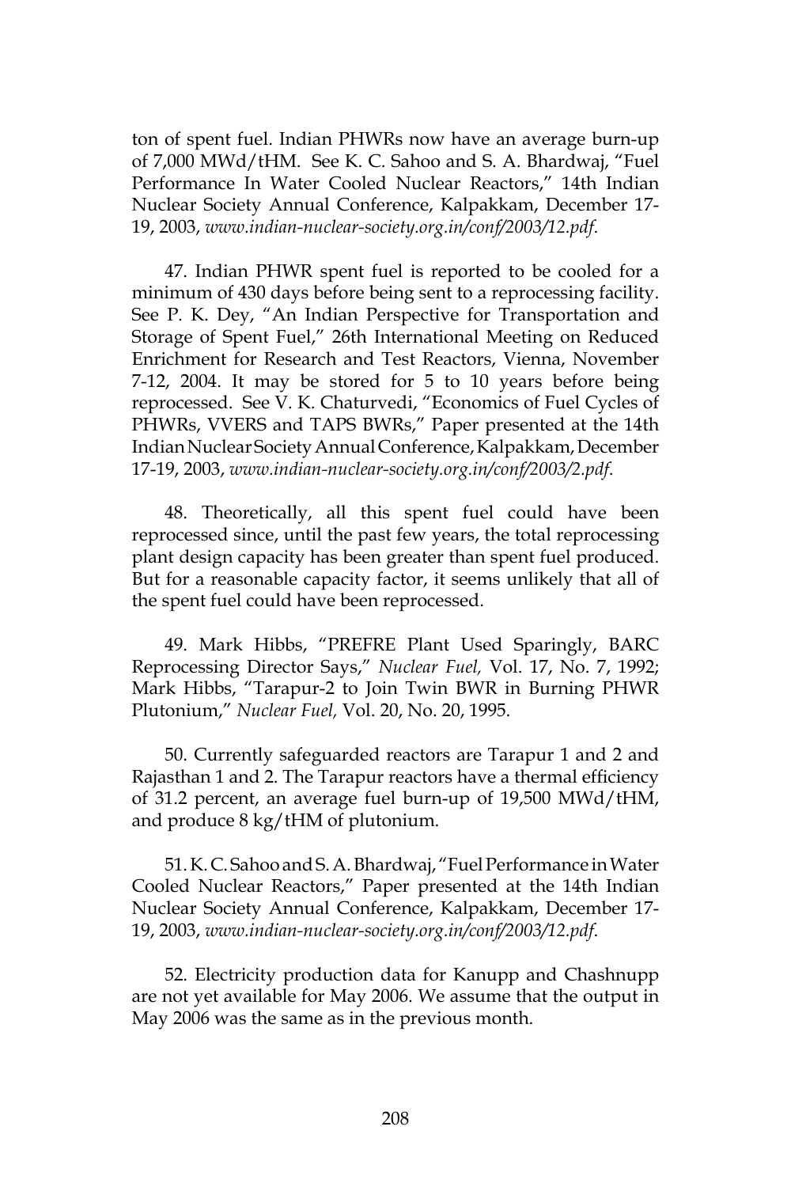ton of spent fuel. Indian PHWRs now have an average burn-up of 7,000 MWd/tHM. See K. C. Sahoo and S. A. Bhardwaj, "Fuel Performance In Water Cooled Nuclear Reactors," 14th Indian Nuclear Society Annual Conference, Kalpakkam, December 17-19, 2003, *www.indian-nuclear-society.org.in/conf/2003/12.pdf*.

47. Indian PHWR spent fuel is reported to be cooled for a minimum of 430 days before being sent to a reprocessing facility. See P. K. Dey, "An Indian Perspective for Transportation and Storage of Spent Fuel," 26th International Meeting on Reduced Enrichment for Research and Test Reactors, Vienna, November 7-12, 2004. It may be stored for 5 to 10 years before being reprocessed. See V. K. Chaturvedi, "Economics of Fuel Cycles of PHWRs, VVERS and TAPS BWRs," Paper presented at the 14th Indian Nuclear Society Annual Conference, Kalpakkam, December 17-19, 2003, *www.indian-nuclear-society.org.in/conf/2003/2.pdf*.

48. Theoretically, all this spent fuel could have been reprocessed since, until the past few years, the total reprocessing plant design capacity has been greater than spent fuel produced. But for a reasonable capacity factor, it seems unlikely that all of the spent fuel could have been reprocessed.

49. Mark Hibbs, "PREFRE Plant Used Sparingly, BARC Reprocessing Director Says," *Nuclear Fuel,* Vol. 17, No. 7, 1992; Mark Hibbs, "Tarapur-2 to Join Twin BWR in Burning PHWR Plutonium," *Nuclear Fuel,* Vol. 20, No. 20, 1995.

50. Currently safeguarded reactors are Tarapur 1 and 2 and Rajasthan 1 and 2. The Tarapur reactors have a thermal efficiency of 31.2 percent, an average fuel burn-up of 19,500 MWd/tHM, and produce 8 kg/tHM of plutonium.

51. K. C. Sahoo and S. A. Bhardwaj, "Fuel Performance in Water Cooled Nuclear Reactors," Paper presented at the 14th Indian Nuclear Society Annual Conference, Kalpakkam, December 17-19, 2003, *www.indian-nuclear-society.org.in/conf/2003/12.pdf*.

52. Electricity production data for Kanupp and Chashnupp are not yet available for May 2006. We assume that the output in May 2006 was the same as in the previous month.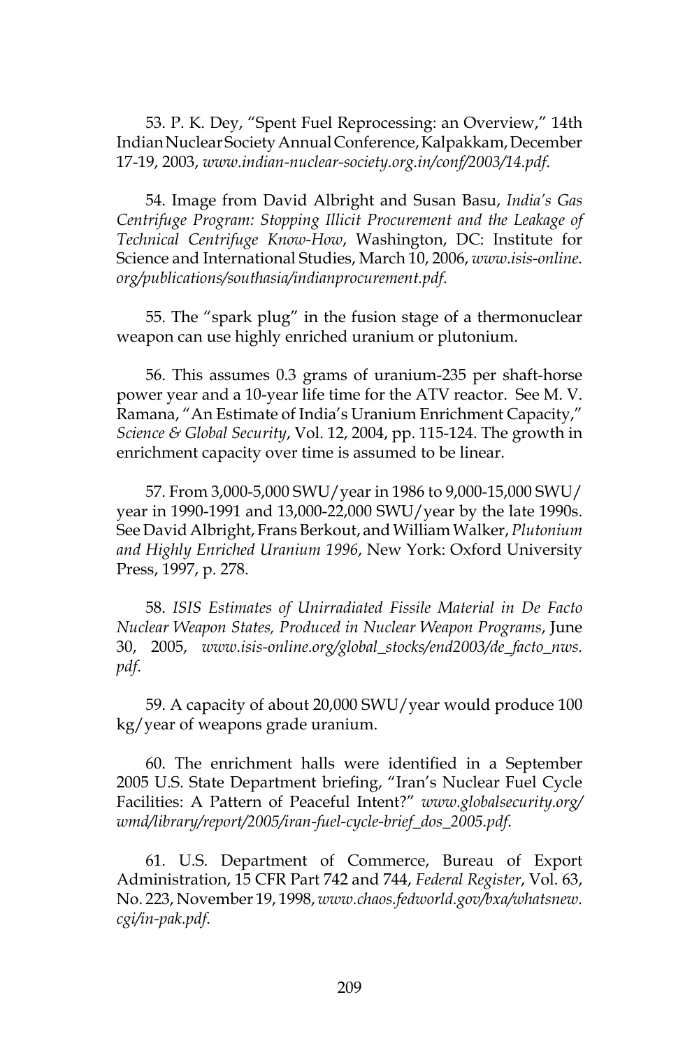53. P. K. Dey, “Spent Fuel Reprocessing: an Overview,” 14th Indian Nuclear Society Annual Conference, Kalpakkam, December 17-19, 2003, *www.indian-nuclear-society.org.in/conf/2003/14.pdf*.

54. Image from David Albright and Susan Basu, *India’s Gas Centrifuge Program: Stopping Illicit Procurement and the Leakage of Technical Centrifuge Know-How*, Washington, DC: Institute for Science and International Studies, March 10, 2006, *www.isis-online.org/publications/southasia/indianprocurement.pdf*.

55. The “spark plug” in the fusion stage of a thermonuclear weapon can use highly enriched uranium or plutonium.

56. This assumes 0.3 grams of uranium-235 per shaft-horse power year and a 10-year life time for the ATV reactor. See M. V. Ramana, “An Estimate of India’s Uranium Enrichment Capacity,” *Science & Global Security*, Vol. 12, 2004, pp. 115-124. The growth in enrichment capacity over time is assumed to be linear.

57. From 3,000-5,000 SWU/year in 1986 to 9,000-15,000 SWU/year in 1990-1991 and 13,000-22,000 SWU/year by the late 1990s. See David Albright, Frans Berkout, and William Walker, *Plutonium and Highly Enriched Uranium 1996*, New York: Oxford University Press, 1997, p. 278.

58. *ISIS Estimates of Unirradiated Fissile Material in De Facto Nuclear Weapon States, Produced in Nuclear Weapon Programs*, June 30, 2005, *www.isis-online.org/global_stocks/end2003/de_facto_nws.pdf*.

59. A capacity of about 20,000 SWU/year would produce 100 kg/year of weapons grade uranium.

60. The enrichment halls were identified in a September 2005 U.S. State Department briefing, “Iran’s Nuclear Fuel Cycle Facilities: A Pattern of Peaceful Intent?” *www.globalsecurity.org/wmd/library/report/2005/iran-fuel-cycle-brief_dos_2005.pdf*.

61. U.S. Department of Commerce, Bureau of Export Administration, 15 CFR Part 742 and 744, *Federal Register*, Vol. 63, No. 223, November 19, 1998, *www.chaos.fedworld.gov/bxa/whatsnew.cgi/in-pak.pdf*.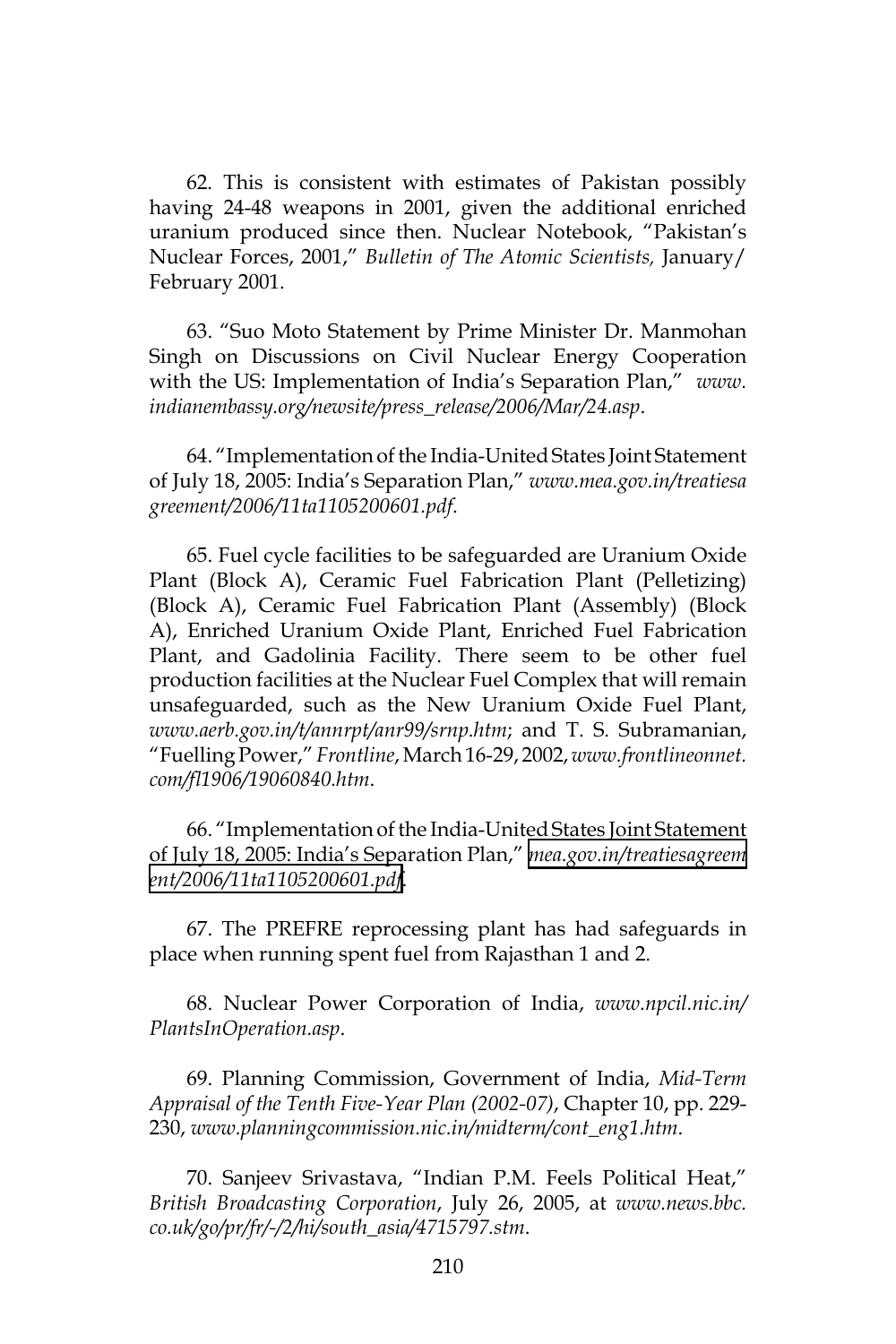62. This is consistent with estimates of Pakistan possibly having 24-48 weapons in 2001, given the additional enriched uranium produced since then. Nuclear Notebook, "Pakistan's Nuclear Forces, 2001," *Bulletin of The Atomic Scientists,* January/February 2001.

63. "Suo Moto Statement by Prime Minister Dr. Manmohan Singh on Discussions on Civil Nuclear Energy Cooperation with the US: Implementation of India's Separation Plan," *www.indianembassy.org/newsite/press_release/2006/Mar/24.asp*.

64. "Implementation of the India-United States Joint Statement of July 18, 2005: India's Separation Plan," *www.mea.gov.in/treatiesagreement/2006/11ta1105200601.pdf*.

65. Fuel cycle facilities to be safeguarded are Uranium Oxide Plant (Block A), Ceramic Fuel Fabrication Plant (Pelletizing) (Block A), Ceramic Fuel Fabrication Plant (Assembly) (Block A), Enriched Uranium Oxide Plant, Enriched Fuel Fabrication Plant, and Gadolinia Facility. There seem to be other fuel production facilities at the Nuclear Fuel Complex that will remain unsafeguarded, such as the New Uranium Oxide Fuel Plant, *www.aerb.gov.in/t/annrpt/anr99/srnp.htm*; and T. S. Subramanian, "Fuelling Power," *Frontline*, March 16-29, 2002, *www.frontlineonnet.com/fl1906/19060840.htm*.

66. "Implementation of the India-United States Joint Statement of July 18, 2005: India's Separation Plan," *mea.gov.in/treatiesagreement/2006/11ta1105200601.pdf*.

67. The PREFRE reprocessing plant has had safeguards in place when running spent fuel from Rajasthan 1 and 2.

68. Nuclear Power Corporation of India, *www.npcil.nic.in/PlantsInOperation.asp*.

69. Planning Commission, Government of India, *Mid-Term Appraisal of the Tenth Five-Year Plan (2002-07)*, Chapter 10, pp. 229-230, *www.planningcommission.nic.in/midterm/cont_eng1.htm*.

70. Sanjeev Srivastava, "Indian P.M. Feels Political Heat," *British Broadcasting Corporation*, July 26, 2005, at *www.news.bbc.co.uk/go/pr/fr/-/2/hi/south_asia/4715797.stm*.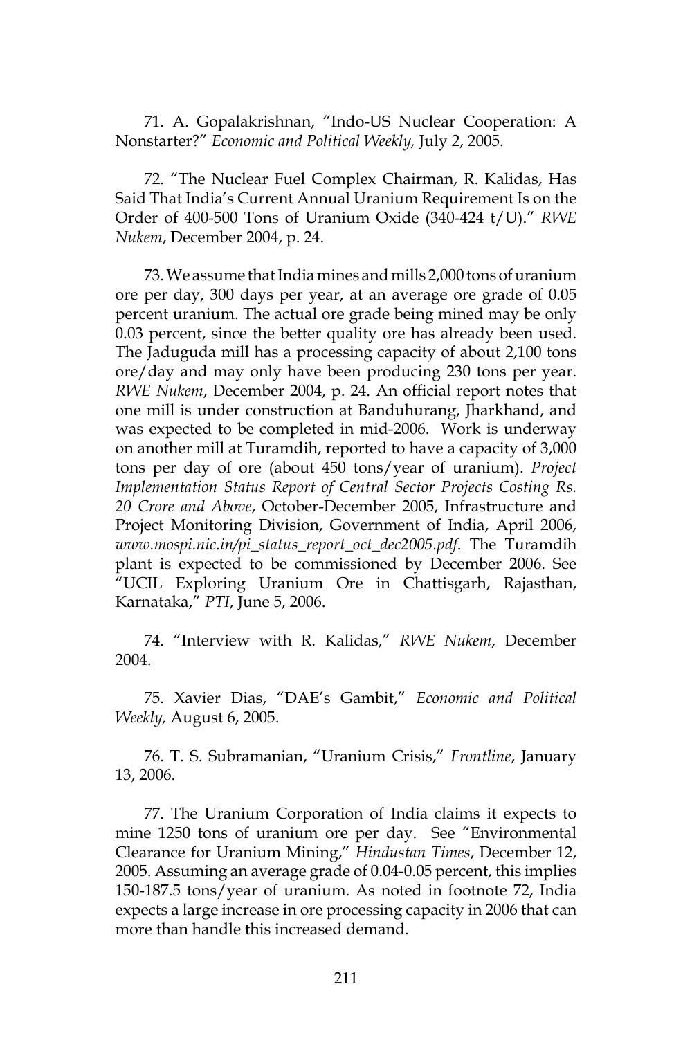71. A. Gopalakrishnan, "Indo-US Nuclear Cooperation: A Nonstarter?" *Economic and Political Weekly,* July 2, 2005.

72. "The Nuclear Fuel Complex Chairman, R. Kalidas, Has Said That India's Current Annual Uranium Requirement Is on the Order of 400-500 Tons of Uranium Oxide (340-424 t/U)." *RWE Nukem*, December 2004, p. 24.

73. We assume that India mines and mills 2,000 tons of uranium ore per day, 300 days per year, at an average ore grade of 0.05 percent uranium. The actual ore grade being mined may be only 0.03 percent, since the better quality ore has already been used. The Jaduguda mill has a processing capacity of about 2,100 tons ore/day and may only have been producing 230 tons per year. *RWE Nukem*, December 2004, p. 24. An official report notes that one mill is under construction at Banduhurang, Jharkhand, and was expected to be completed in mid-2006. Work is underway on another mill at Turamdih, reported to have a capacity of 3,000 tons per day of ore (about 450 tons/year of uranium). *Project Implementation Status Report of Central Sector Projects Costing Rs. 20 Crore and Above*, October-December 2005, Infrastructure and Project Monitoring Division, Government of India, April 2006, *www.mospi.nic.in/pi_status_report_oct_dec2005.pdf*. The Turamdih plant is expected to be commissioned by December 2006. See "UCIL Exploring Uranium Ore in Chattisgarh, Rajasthan, Karnataka," *PTI*, June 5, 2006.

74. "Interview with R. Kalidas," *RWE Nukem*, December 2004.

75. Xavier Dias, "DAE's Gambit," *Economic and Political Weekly,* August 6, 2005.

76. T. S. Subramanian, "Uranium Crisis," *Frontline*, January 13, 2006.

77. The Uranium Corporation of India claims it expects to mine 1250 tons of uranium ore per day. See "Environmental Clearance for Uranium Mining," *Hindustan Times*, December 12, 2005. Assuming an average grade of 0.04-0.05 percent, this implies 150-187.5 tons/year of uranium. As noted in footnote 72, India expects a large increase in ore processing capacity in 2006 that can more than handle this increased demand.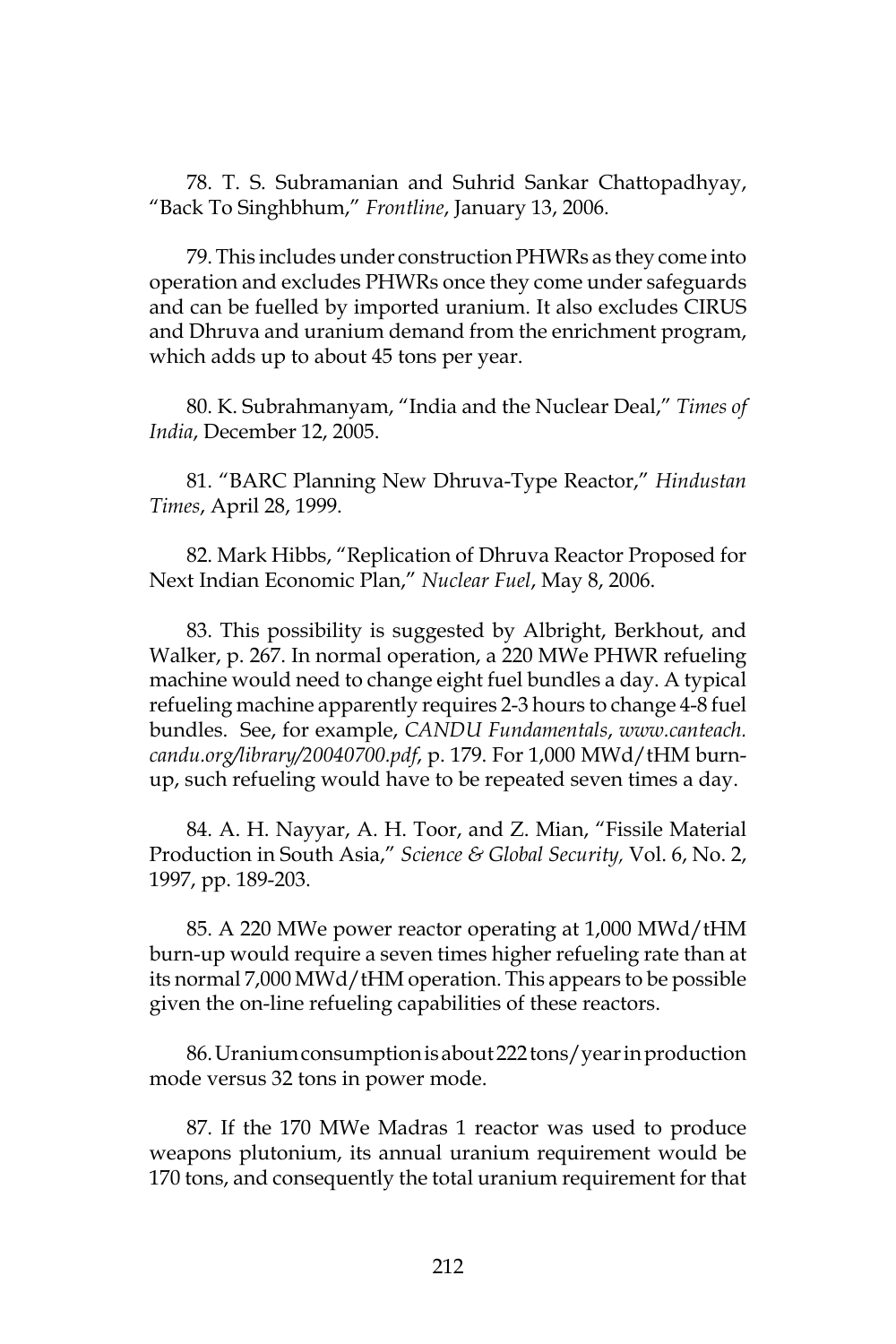78. T. S. Subramanian and Suhrid Sankar Chattopadhyay, "Back To Singhbhum," *Frontline*, January 13, 2006.

79. This includes under construction PHWRs as they come into operation and excludes PHWRs once they come under safeguards and can be fuelled by imported uranium. It also excludes CIRUS and Dhruva and uranium demand from the enrichment program, which adds up to about 45 tons per year.

80. K. Subrahmanyam, "India and the Nuclear Deal," *Times of India*, December 12, 2005.

81. "BARC Planning New Dhruva-Type Reactor," *Hindustan Times*, April 28, 1999.

82. Mark Hibbs, "Replication of Dhruva Reactor Proposed for Next Indian Economic Plan," *Nuclear Fuel*, May 8, 2006.

83. This possibility is suggested by Albright, Berkhout, and Walker, p. 267. In normal operation, a 220 MWe PHWR refueling machine would need to change eight fuel bundles a day. A typical refueling machine apparently requires 2-3 hours to change 4-8 fuel bundles. See, for example, *CANDU Fundamentals*, *www.canteach.candu.org/library/20040700.pdf*, p. 179. For 1,000 MWd/tHM burn-up, such refueling would have to be repeated seven times a day.

84. A. H. Nayyar, A. H. Toor, and Z. Mian, "Fissile Material Production in South Asia," *Science & Global Security,* Vol. 6, No. 2, 1997, pp. 189-203.

85. A 220 MWe power reactor operating at 1,000 MWd/tHM burn-up would require a seven times higher refueling rate than at its normal 7,000 MWd/tHM operation. This appears to be possible given the on-line refueling capabilities of these reactors.

86. Uranium consumption is about 222 tons/year in production mode versus 32 tons in power mode.

87. If the 170 MWe Madras 1 reactor was used to produce weapons plutonium, its annual uranium requirement would be 170 tons, and consequently the total uranium requirement for that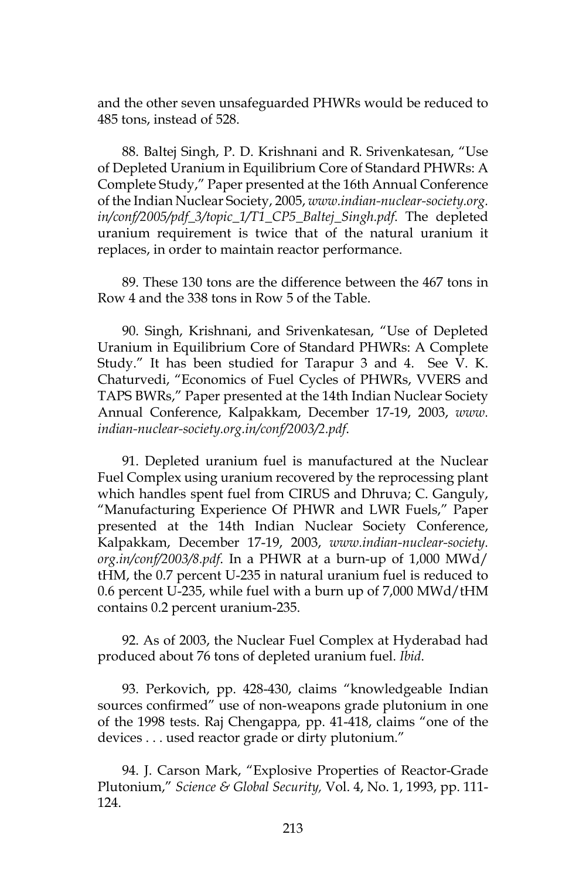and the other seven unsafeguarded PHWRs would be reduced to 485 tons, instead of 528.

88. Baltej Singh, P. D. Krishnani and R. Srivenkatesan, "Use of Depleted Uranium in Equilibrium Core of Standard PHWRs: A Complete Study," Paper presented at the 16th Annual Conference of the Indian Nuclear Society, 2005, *www.indian-nuclear-society.org.in/conf/2005/pdf_3/topic_1/T1_CP5_Baltej_Singh.pdf*. The depleted uranium requirement is twice that of the natural uranium it replaces, in order to maintain reactor performance.

89. These 130 tons are the difference between the 467 tons in Row 4 and the 338 tons in Row 5 of the Table.

90. Singh, Krishnani, and Srivenkatesan, "Use of Depleted Uranium in Equilibrium Core of Standard PHWRs: A Complete Study." It has been studied for Tarapur 3 and 4. See V. K. Chaturvedi, "Economics of Fuel Cycles of PHWRs, VVERS and TAPS BWRs," Paper presented at the 14th Indian Nuclear Society Annual Conference, Kalpakkam, December 17-19, 2003, *www.indian-nuclear-society.org.in/conf/2003/2.pdf*.

91. Depleted uranium fuel is manufactured at the Nuclear Fuel Complex using uranium recovered by the reprocessing plant which handles spent fuel from CIRUS and Dhruva; C. Ganguly, "Manufacturing Experience Of PHWR and LWR Fuels," Paper presented at the 14th Indian Nuclear Society Conference, Kalpakkam, December 17-19, 2003, *www.indian-nuclear-society.org.in/conf/2003/8.pdf*. In a PHWR at a burn-up of 1,000 MWd/tHM, the 0.7 percent U-235 in natural uranium fuel is reduced to 0.6 percent U-235, while fuel with a burn up of 7,000 MWd/tHM contains 0.2 percent uranium-235.

92. As of 2003, the Nuclear Fuel Complex at Hyderabad had produced about 76 tons of depleted uranium fuel. *Ibid*.

93. Perkovich, pp. 428-430, claims "knowledgeable Indian sources confirmed" use of non-weapons grade plutonium in one of the 1998 tests. Raj Chengappa, pp. 41-418, claims "one of the devices . . . used reactor grade or dirty plutonium."

94. J. Carson Mark, "Explosive Properties of Reactor-Grade Plutonium," *Science & Global Security,* Vol. 4, No. 1, 1993, pp. 111-124.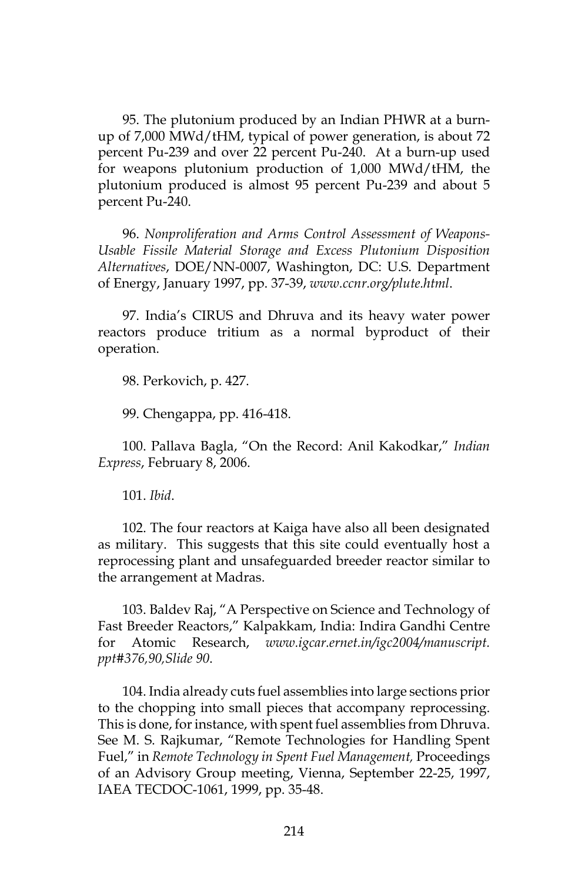95. The plutonium produced by an Indian PHWR at a burn-up of 7,000 MWd/tHM, typical of power generation, is about 72 percent Pu-239 and over 22 percent Pu-240. At a burn-up used for weapons plutonium production of 1,000 MWd/tHM, the plutonium produced is almost 95 percent Pu-239 and about 5 percent Pu-240.

96. *Nonproliferation and Arms Control Assessment of Weapons-Usable Fissile Material Storage and Excess Plutonium Disposition Alternatives*, DOE/NN-0007, Washington, DC: U.S. Department of Energy, January 1997, pp. 37-39, *www.ccnr.org/plute.html*.

97. India's CIRUS and Dhruva and its heavy water power reactors produce tritium as a normal byproduct of their operation.

98. Perkovich, p. 427.

99. Chengappa, pp. 416-418.

100. Pallava Bagla, "On the Record: Anil Kakodkar," *Indian Express*, February 8, 2006.

101. *Ibid*.

102. The four reactors at Kaiga have also all been designated as military. This suggests that this site could eventually host a reprocessing plant and unsafeguarded breeder reactor similar to the arrangement at Madras.

103. Baldev Raj, "A Perspective on Science and Technology of Fast Breeder Reactors," Kalpakkam, India: Indira Gandhi Centre for Atomic Research, *www.igcar.ernet.in/igc2004/manuscript.ppt#376,90,Slide 90*.

104. India already cuts fuel assemblies into large sections prior to the chopping into small pieces that accompany reprocessing. This is done, for instance, with spent fuel assemblies from Dhruva. See M. S. Rajkumar, "Remote Technologies for Handling Spent Fuel," in *Remote Technology in Spent Fuel Management,* Proceedings of an Advisory Group meeting, Vienna, September 22-25, 1997, IAEA TECDOC-1061, 1999, pp. 35-48.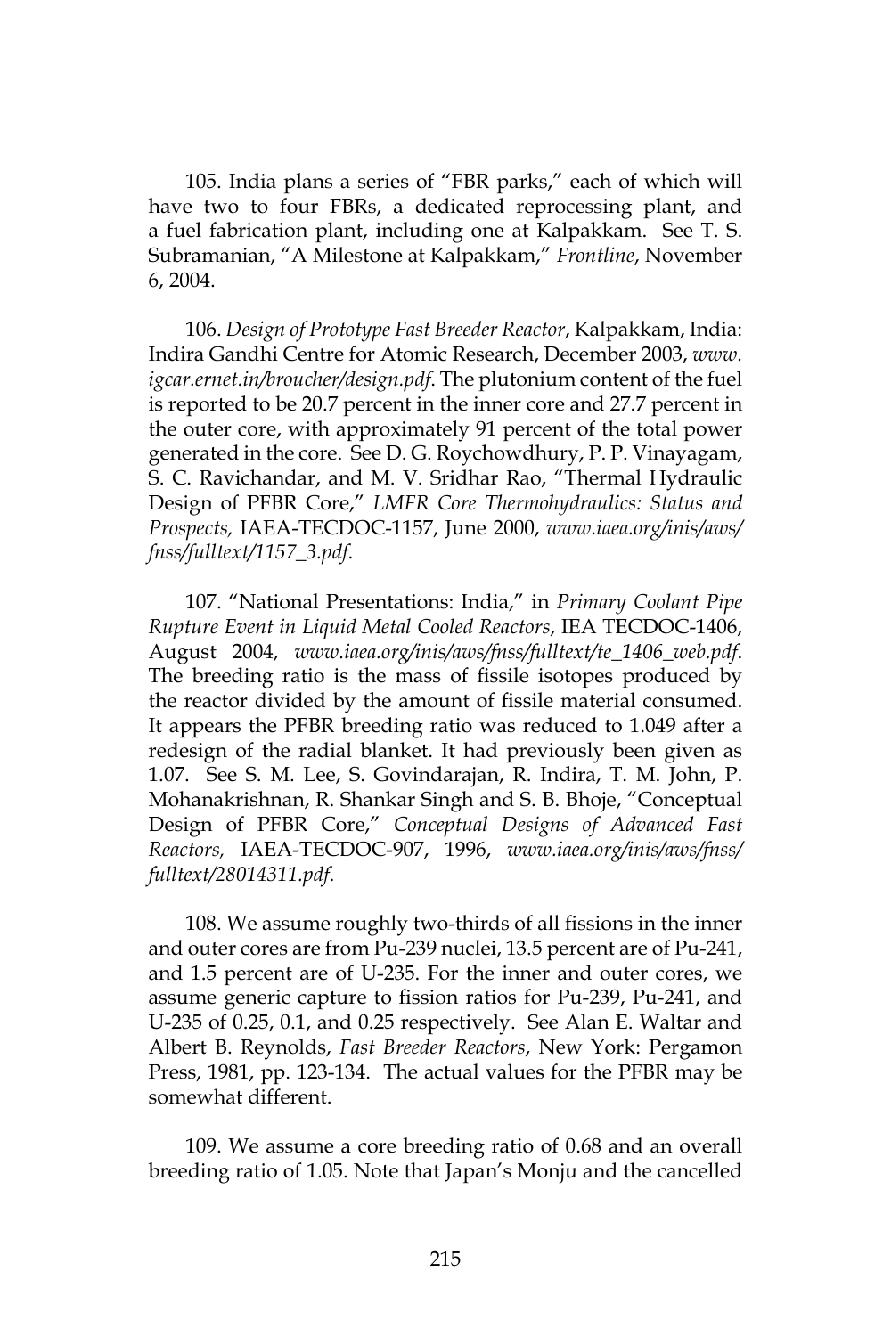105. India plans a series of "FBR parks," each of which will have two to four FBRs, a dedicated reprocessing plant, and a fuel fabrication plant, including one at Kalpakkam. See T. S. Subramanian, "A Milestone at Kalpakkam," *Frontline*, November 6, 2004.

106. *Design of Prototype Fast Breeder Reactor*, Kalpakkam, India: Indira Gandhi Centre for Atomic Research, December 2003, *www.igcar.ernet.in/broucher/design.pdf*. The plutonium content of the fuel is reported to be 20.7 percent in the inner core and 27.7 percent in the outer core, with approximately 91 percent of the total power generated in the core. See D. G. Roychowdhury, P. P. Vinayagam, S. C. Ravichandar, and M. V. Sridhar Rao, "Thermal Hydraulic Design of PFBR Core," *LMFR Core Thermohydraulics: Status and Prospects,* IAEA-TECDOC-1157, June 2000, *www.iaea.org/inis/aws/fnss/fulltext/1157_3.pdf*.

107. "National Presentations: India," in *Primary Coolant Pipe Rupture Event in Liquid Metal Cooled Reactors*, IEA TECDOC-1406, August 2004, *www.iaea.org/inis/aws/fnss/fulltext/te_1406_web.pdf*. The breeding ratio is the mass of fissile isotopes produced by the reactor divided by the amount of fissile material consumed. It appears the PFBR breeding ratio was reduced to 1.049 after a redesign of the radial blanket. It had previously been given as 1.07. See S. M. Lee, S. Govindarajan, R. Indira, T. M. John, P. Mohanakrishnan, R. Shankar Singh and S. B. Bhoje, "Conceptual Design of PFBR Core," *Conceptual Designs of Advanced Fast Reactors,* IAEA-TECDOC-907, 1996, *www.iaea.org/inis/aws/fnss/fulltext/28014311.pdf*.

108. We assume roughly two-thirds of all fissions in the inner and outer cores are from Pu-239 nuclei, 13.5 percent are of Pu-241, and 1.5 percent are of U-235. For the inner and outer cores, we assume generic capture to fission ratios for Pu-239, Pu-241, and U-235 of 0.25, 0.1, and 0.25 respectively. See Alan E. Waltar and Albert B. Reynolds, *Fast Breeder Reactors*, New York: Pergamon Press, 1981, pp. 123-134. The actual values for the PFBR may be somewhat different.

109. We assume a core breeding ratio of 0.68 and an overall breeding ratio of 1.05. Note that Japan's Monju and the cancelled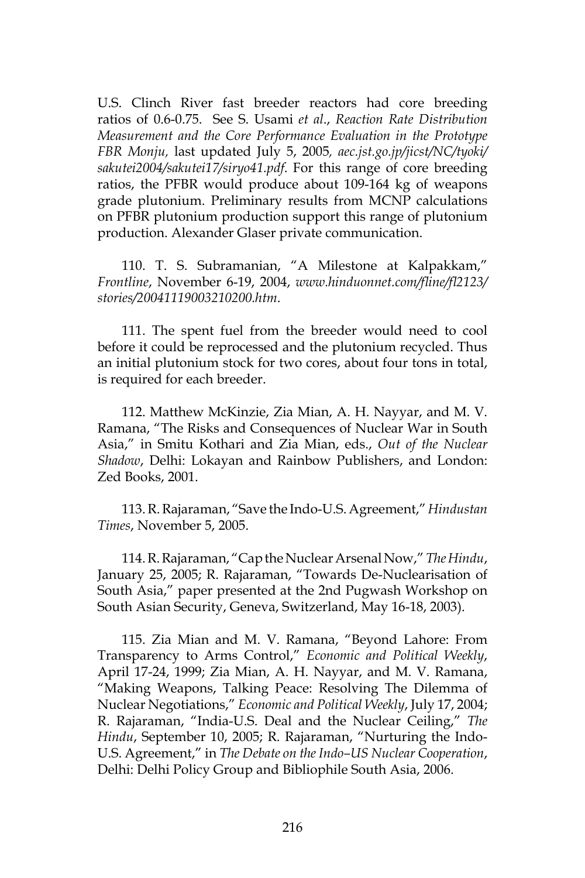U.S. Clinch River fast breeder reactors had core breeding ratios of 0.6-0.75. See S. Usami *et al*., *Reaction Rate Distribution Measurement and the Core Performance Evaluation in the Prototype FBR Monju,* last updated July 5, 2005*, aec.jst.go.jp/jicst/NC/tyoki/sakutei2004/sakutei17/siryo41.pdf*. For this range of core breeding ratios, the PFBR would produce about 109-164 kg of weapons grade plutonium. Preliminary results from MCNP calculations on PFBR plutonium production support this range of plutonium production. Alexander Glaser private communication.

110. T. S. Subramanian, "A Milestone at Kalpakkam," *Frontline*, November 6-19, 2004, *www.hinduonnet.com/fline/fl2123/stories/20041119003210200.htm*.

111. The spent fuel from the breeder would need to cool before it could be reprocessed and the plutonium recycled. Thus an initial plutonium stock for two cores, about four tons in total, is required for each breeder.

112. Matthew McKinzie, Zia Mian, A. H. Nayyar, and M. V. Ramana, "The Risks and Consequences of Nuclear War in South Asia," in Smitu Kothari and Zia Mian, eds., *Out of the Nuclear Shadow*, Delhi: Lokayan and Rainbow Publishers, and London: Zed Books, 2001.

113. R. Rajaraman, "Save the Indo-U.S. Agreement," *Hindustan Times*, November 5, 2005.

114. R. Rajaraman, "Cap the Nuclear Arsenal Now," *The Hindu*, January 25, 2005; R. Rajaraman, "Towards De-Nuclearisation of South Asia," paper presented at the 2nd Pugwash Workshop on South Asian Security, Geneva, Switzerland, May 16-18, 2003).

115. Zia Mian and M. V. Ramana, "Beyond Lahore: From Transparency to Arms Control," *Economic and Political Weekly*, April 17-24, 1999; Zia Mian, A. H. Nayyar, and M. V. Ramana, "Making Weapons, Talking Peace: Resolving The Dilemma of Nuclear Negotiations," *Economic and Political Weekly*, July 17, 2004; R. Rajaraman, "India-U.S. Deal and the Nuclear Ceiling," *The Hindu*, September 10, 2005; R. Rajaraman, "Nurturing the Indo-U.S. Agreement," in *The Debate on the Indo–US Nuclear Cooperation*, Delhi: Delhi Policy Group and Bibliophile South Asia, 2006.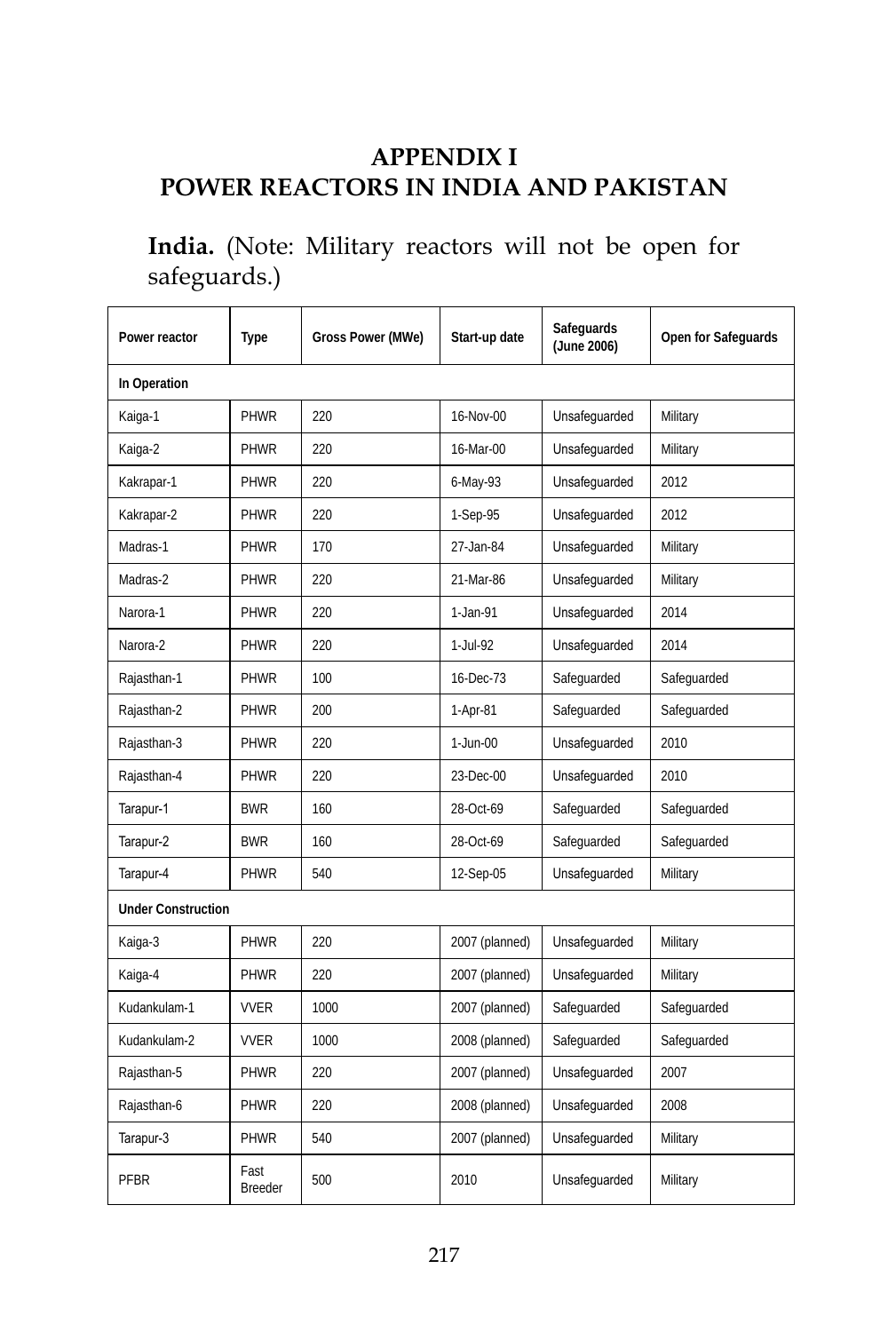# APPENDIX I
# POWER REACTORS IN INDIA AND PAKISTAN

**India.** (Note: Military reactors will not be open for safeguards.)

| Power reactor | Type | Gross Power (MWe) | Start-up date | Safeguards (June 2006) | Open for Safeguards |
|---|---|---|---|---|---|
| **In Operation** | | | | | |
| Kaiga-1 | PHWR | 220 | 16-Nov-00 | Unsafeguarded | Military |
| Kaiga-2 | PHWR | 220 | 16-Mar-00 | Unsafeguarded | Military |
| Kakrapar-1 | PHWR | 220 | 6-May-93 | Unsafeguarded | 2012 |
| Kakrapar-2 | PHWR | 220 | 1-Sep-95 | Unsafeguarded | 2012 |
| Madras-1 | PHWR | 170 | 27-Jan-84 | Unsafeguarded | Military |
| Madras-2 | PHWR | 220 | 21-Mar-86 | Unsafeguarded | Military |
| Narora-1 | PHWR | 220 | 1-Jan-91 | Unsafeguarded | 2014 |
| Narora-2 | PHWR | 220 | 1-Jul-92 | Unsafeguarded | 2014 |
| Rajasthan-1 | PHWR | 100 | 16-Dec-73 | Safeguarded | Safeguarded |
| Rajasthan-2 | PHWR | 200 | 1-Apr-81 | Safeguarded | Safeguarded |
| Rajasthan-3 | PHWR | 220 | 1-Jun-00 | Unsafeguarded | 2010 |
| Rajasthan-4 | PHWR | 220 | 23-Dec-00 | Unsafeguarded | 2010 |
| Tarapur-1 | BWR | 160 | 28-Oct-69 | Safeguarded | Safeguarded |
| Tarapur-2 | BWR | 160 | 28-Oct-69 | Safeguarded | Safeguarded |
| Tarapur-4 | PHWR | 540 | 12-Sep-05 | Unsafeguarded | Military |
| **Under Construction** | | | | | |
| Kaiga-3 | PHWR | 220 | 2007 (planned) | Unsafeguarded | Military |
| Kaiga-4 | PHWR | 220 | 2007 (planned) | Unsafeguarded | Military |
| Kudankulam-1 | VVER | 1000 | 2007 (planned) | Safeguarded | Safeguarded |
| Kudankulam-2 | VVER | 1000 | 2008 (planned) | Safeguarded | Safeguarded |
| Rajasthan-5 | PHWR | 220 | 2007 (planned) | Unsafeguarded | 2007 |
| Rajasthan-6 | PHWR | 220 | 2008 (planned) | Unsafeguarded | 2008 |
| Tarapur-3 | PHWR | 540 | 2007 (planned) | Unsafeguarded | Military |
| PFBR | Fast Breeder | 500 | 2010 | Unsafeguarded | Military |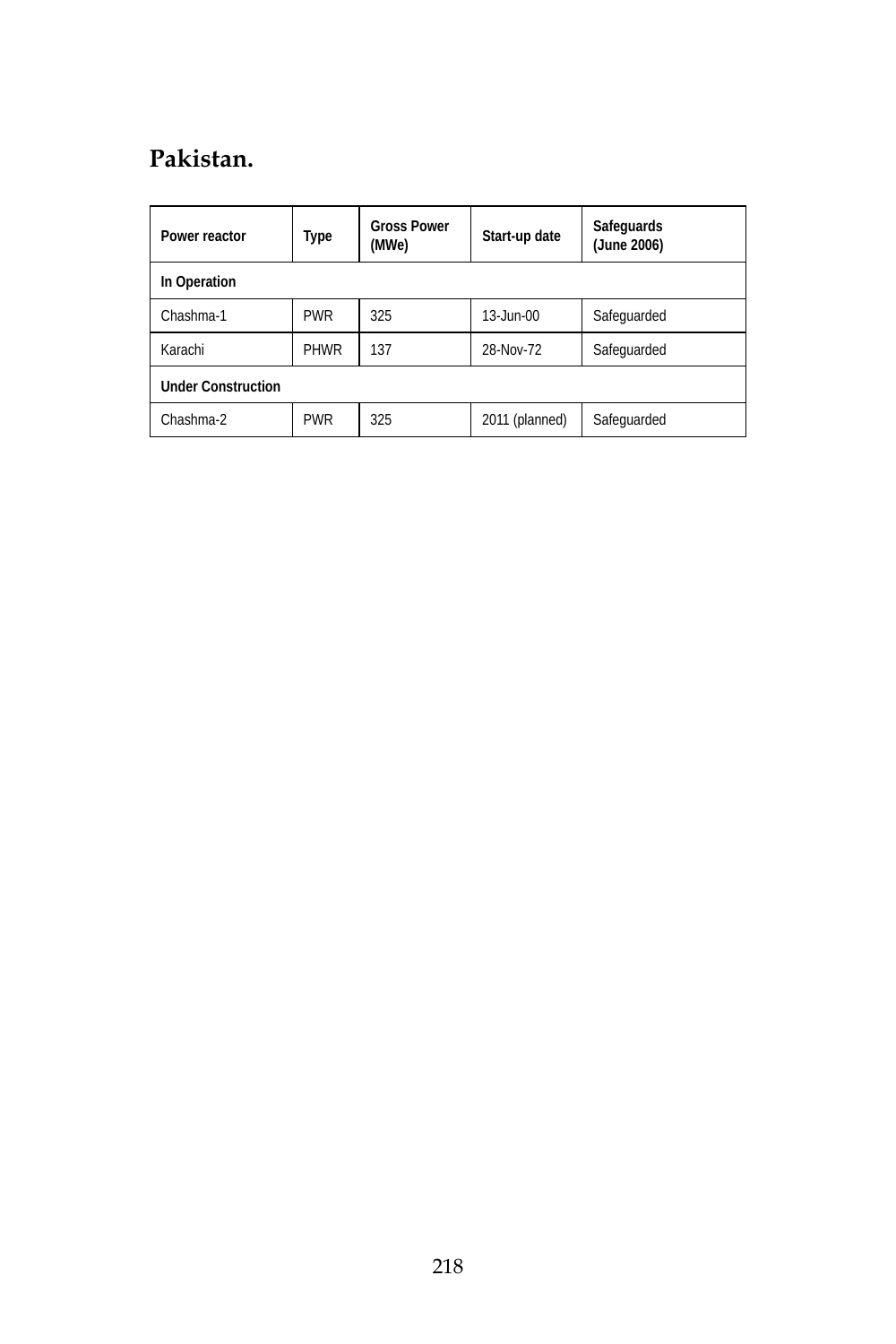# Pakistan.

| Power reactor | Type | Gross Power (MWe) | Start-up date | Safeguards (June 2006) |
|---|---|---|---|---|
| **In Operation** | | | | |
| Chashma-1 | PWR | 325 | 13-Jun-00 | Safeguarded |
| Karachi | PHWR | 137 | 28-Nov-72 | Safeguarded |
| **Under Construction** | | | | |
| Chashma-2 | PWR | 325 | 2011 (planned) | Safeguarded |